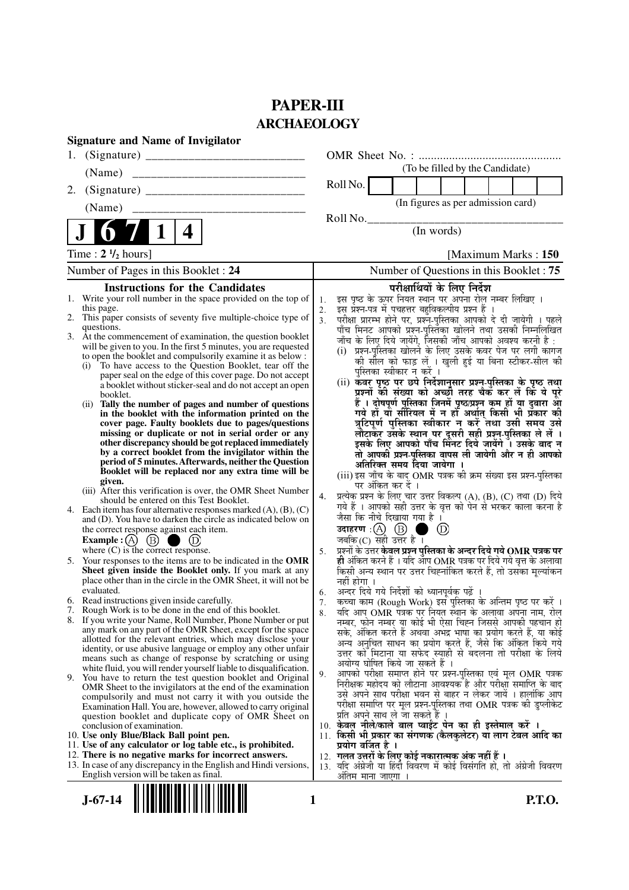# PAPER-III
## ARCHAEOLOGY

**Signature and Name of Invigilator**

1. (Signature) __________________________

   (Name) __________________________

2. (Signature) __________________________

   (Name) __________________________

OMR Sheet No. : ...............................................

(To be filled by the Candidate)

Roll No. | | | | | | | | |

(In figures as per admission card)

Roll No.________________________________

(In words)

**J 6 7 1 4**

Time : **2 ½ hours**] [Maximum Marks : **150**

Number of Pages in this Booklet : 24

Number of Questions in this Booklet : 75

### Instructions for the Candidates

1. Write your roll number in the space provided on the top of this page.
2. This paper consists of seventy five multiple-choice type of questions.
3. At the commencement of examination, the question booklet will be given to you. In the first 5 minutes, you are requested to open the booklet and compulsorily examine it as below :
   (i) To have access to the Question Booklet, tear off the paper seal on the edge of this cover page. Do not accept a booklet without sticker-seal and do not accept an open booklet.
   (ii) **Tally the number of pages and number of questions in the booklet with the information printed on the cover page. Faulty booklets due to pages/questions missing or duplicate or not in serial order or any other discrepancy should be got replaced immediately by a correct booklet from the invigilator within the period of 5 minutes. Afterwards, neither the Question Booklet will be replaced nor any extra time will be given.**
   (iii) After this verification is over, the OMR Sheet Number should be entered on this Test Booklet.
4. Each item has four alternative responses marked (A), (B), (C) and (D). You have to darken the circle as indicated below on the correct response against each item.
   **Example :** (A) (B) ● (D)
   where (C) is the correct response.
5. Your responses to the items are to be indicated in the **OMR Sheet given inside the Booklet only.** If you mark at any place other than in the circle in the OMR Sheet, it will not be evaluated.
6. Read instructions given inside carefully.
7. Rough Work is to be done in the end of this booklet.
8. If you write your Name, Roll Number, Phone Number or put any mark on any part of the OMR Sheet, except for the space allotted for the relevant entries, which may disclose your identity, or use abusive language or employ any other unfair means such as change of response by scratching or using white fluid, you will render yourself liable to disqualification.
9. You have to return the test question booklet and Original OMR Sheet to the invigilators at the end of the examination compulsorily and must not carry it with you outside the Examination Hall. You are, however, allowed to carry original question booklet and duplicate copy of OMR Sheet on conclusion of examination.
10. **Use only Blue/Black Ball point pen.**
11. **Use of any calculator or log table etc., is prohibited.**
12. **There is no negative marks for incorrect answers.**
13. In case of any discrepancy in the English and Hindi versions, English version will be taken as final.

### परीक्षार्थियों के लिए निर्देश

1. इस पृष्ठ के ऊपर नियत स्थान पर अपना रोल नम्बर लिखिए ।
2. इस प्रश्न-पत्र में पचहत्तर बहुविकल्पीय प्रश्न हैं ।
3. परीक्षा प्रारम्भ होने पर, प्रश्न-पुस्तिका आपको दे दी जायेगी । पहले पाँच मिनट आपको प्रश्न-पुस्तिका खोलने तथा उसकी निम्नलिखित जाँच के लिए दिये जायेंगे, जिसकी जाँच आपको अवश्य करनी है :
   (i) प्रश्न-पुस्तिका खोलने के लिए उसके कवर पेज पर लगी कागज की सील को फाड़ लें । खुली हुई या बिना स्टीकर-सील की पुस्तिका स्वीकार न करें ।
   (ii) **कवर पृष्ठ पर छपे निर्देशानुसार प्रश्न-पुस्तिका के पृष्ठ तथा प्रश्नों की संख्या को अच्छी तरह चैक कर लें कि ये पूरे हैं । दोषपूर्ण पुस्तिका जिनमें पृष्ठ/प्रश्न कम हों या दुबारा आ गये हों या सीरियल में न हों अर्थात् किसी भी प्रकार की त्रुटिपूर्ण पुस्तिका स्वीकार न करें तथा उसी समय उसे लौटाकर उसके स्थान पर दूसरी सही प्रश्न-पुस्तिका ले लें । इसके लिए आपको पाँच मिनट दिये जायेंगे । उसके बाद न तो आपकी प्रश्न-पुस्तिका वापस ली जायेगी और न ही आपको अतिरिक्त समय दिया जायेगा ।**
   (iii) इस जाँच के बाद OMR पत्रक की क्रम संख्या इस प्रश्न-पुस्तिका पर अंकित कर दें ।
4. प्रत्येक प्रश्न के लिए चार उत्तर विकल्प (A), (B), (C) तथा (D) दिये गये हैं । आपको सही उत्तर के वृत्त को पेन से भरकर काला करना है जैसा कि नीचे दिखाया गया है ।
   **उदाहरण :** (A) (B) ● (D)
   जबकि (C) सही उत्तर है ।
5. प्रश्नों के उत्तर **केवल प्रश्न पुस्तिका के अन्दर दिये गये OMR पत्रक पर ही** अंकित करने हैं । यदि आप OMR पत्रक पर दिये गये वृत्त के अलावा किसी अन्य स्थान पर उत्तर चिह्नांकित करते हैं, तो उसका मूल्यांकन नहीं होगा ।
6. अन्दर दिये गये निर्देशों को ध्यानपूर्वक पढ़ें ।
7. कच्चा काम (Rough Work) इस पुस्तिका के अन्तिम पृष्ठ पर करें ।
8. यदि आप OMR पत्रक पर नियत स्थान के अलावा अपना नाम, रोल नम्बर, फोन नम्बर या कोई भी ऐसा चिह्न जिससे आपकी पहचान हो सके, अंकित करते हैं अथवा अभद्र भाषा का प्रयोग करते हैं, या कोई अन्य अनुचित साधन का प्रयोग करते हैं, जैसे कि अंकित किये गये उत्तर को मिटाना या सफेद स्याही से बदलना तो परीक्षा के लिये अयोग्य घोषित किये जा सकते हैं ।
9. आपको परीक्षा समाप्त होने पर प्रश्न-पुस्तिका एवं मूल OMR पत्रक निरीक्षक महोदय को लौटाना आवश्यक है और परीक्षा समाप्ति के बाद उसे अपने साथ परीक्षा भवन से बाहर न लेकर जायें । हालांकि आप परीक्षा समाप्ति पर मूल प्रश्न-पुस्तिका तथा OMR पत्रक की डुप्लीकेट प्रति अपने साथ ले जा सकते हैं ।
10. **केवल नीले/काले बाल प्वाईंट पेन का ही इस्तेमाल करें ।**
11. **किसी भी प्रकार का संगणक (कैलकुलेटर) या लाग टेबल आदि का प्रयोग वर्जित है ।**
12. **गलत उत्तरों के लिए कोई नकारात्मक अंक नहीं हैं ।**
13. यदि अंग्रेजी या हिंदी विवरण में कोई विसंगति हो, तो अंग्रेजी विवरण अंतिम माना जाएगा ।

J-67-14

P.T.O.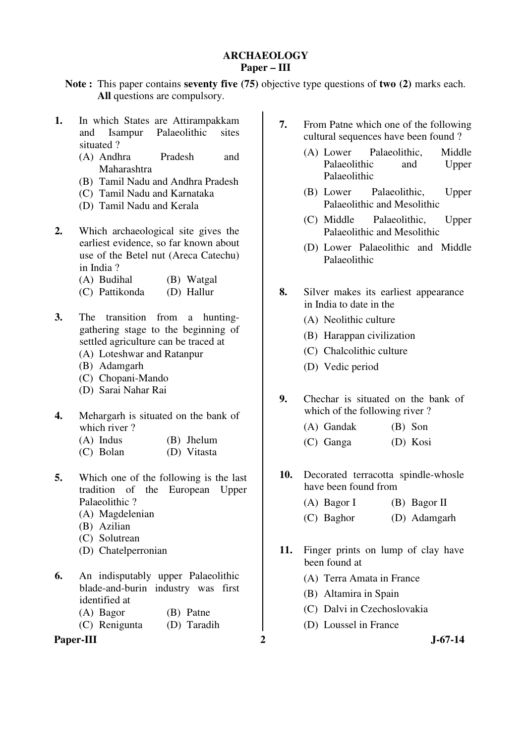# ARCHAEOLOGY
## Paper – III

**Note :** This paper contains **seventy five (75)** objective type questions of **two (2)** marks each. **All** questions are compulsory.

**1.** In which States are Attirampakkam and Isampur Palaeolithic sites situated ?

(A) Andhra Pradesh and Maharashtra
(B) Tamil Nadu and Andhra Pradesh
(C) Tamil Nadu and Karnataka
(D) Tamil Nadu and Kerala

**2.** Which archaeological site gives the earliest evidence, so far known about use of the Betel nut (Areca Catechu) in India ?

(A) Budihal
(B) Watgal
(C) Pattikonda
(D) Hallur

**3.** The transition from a hunting-gathering stage to the beginning of settled agriculture can be traced at

(A) Loteshwar and Ratanpur
(B) Adamgarh
(C) Chopani-Mando
(D) Sarai Nahar Rai

**4.** Mehargarh is situated on the bank of which river ?

(A) Indus
(B) Jhelum
(C) Bolan
(D) Vitasta

**5.** Which one of the following is the last tradition of the European Upper Palaeolithic ?

(A) Magdelenian
(B) Azilian
(C) Solutrean
(D) Chatelperronian

**6.** An indisputably upper Palaeolithic blade-and-burin industry was first identified at

(A) Bagor
(B) Patne
(C) Renigunta
(D) Taradih

**7.** From Patne which one of the following cultural sequences have been found ?

(A) Lower Palaeolithic, Middle Palaeolithic and Upper Palaeolithic
(B) Lower Palaeolithic, Upper Palaeolithic and Mesolithic
(C) Middle Palaeolithic, Upper Palaeolithic and Mesolithic
(D) Lower Palaeolithic and Middle Palaeolithic

**8.** Silver makes its earliest appearance in India to date in the

(A) Neolithic culture
(B) Harappan civilization
(C) Chalcolithic culture
(D) Vedic period

**9.** Chechar is situated on the bank of which of the following river ?

(A) Gandak
(B) Son
(C) Ganga
(D) Kosi

**10.** Decorated terracotta spindle-whosle have been found from

(A) Bagor I
(B) Bagor II
(C) Baghor
(D) Adamgarh

**11.** Finger prints on lump of clay have been found at

(A) Terra Amata in France
(B) Altamira in Spain
(C) Dalvi in Czechoslovakia
(D) Loussel in France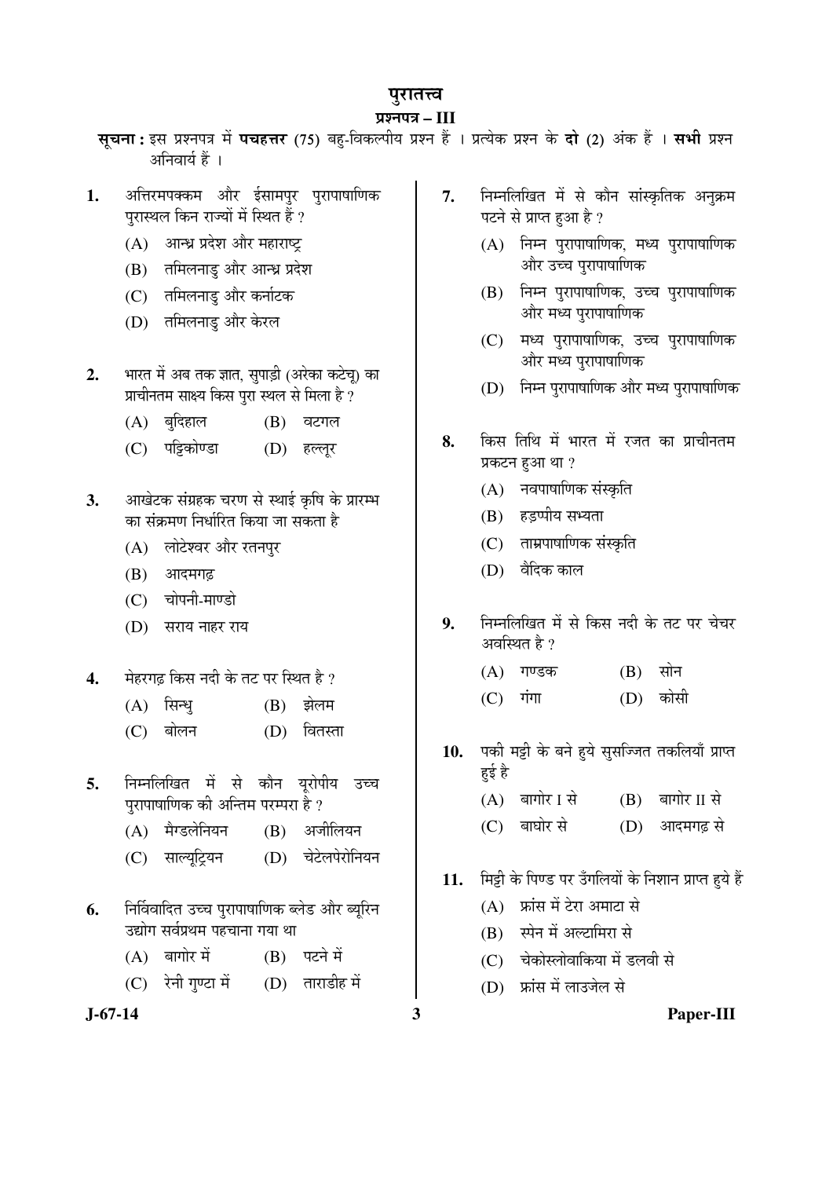# पुरातत्त्व

## प्रश्नपत्र – III

**सूचना :** इस प्रश्नपत्र में **पचहत्तर** (75) बहु-विकल्पीय प्रश्न हैं । प्रत्येक प्रश्न के **दो** (2) अंक हैं । **सभी** प्रश्न अनिवार्य हैं ।

**1.** अत्तिरमपक्कम और ईसामपुर पुरापाषाणिक पुरास्थल किन राज्यों में स्थित हैं ?

(A) आन्ध्र प्रदेश और महाराष्ट्र

(B) तमिलनाडु और आन्ध्र प्रदेश

(C) तमिलनाडु और कर्नाटक

(D) तमिलनाडु और केरल

**2.** भारत में अब तक ज्ञात, सुपाड़ी (अरेका कटेचू) का प्राचीनतम साक्ष्य किस पुरा स्थल से मिला है ?

(A) बुदिहाल (B) वटगल

(C) पट्टिकोण्डा (D) हल्लूर

**3.** आखेटक संग्रहक चरण से स्थाई कृषि के प्रारम्भ का संक्रमण निर्धारित किया जा सकता है

(A) लोटेश्वर और रतनपुर

(B) आदमगढ़

(C) चोपनी-माण्डो

(D) सराय नाहर राय

**4.** मेहरगढ़ किस नदी के तट पर स्थित है ?

(A) सिन्धु (B) झेलम

(C) बोलन (D) वितस्ता

**5.** निम्नलिखित में से कौन यूरोपीय उच्च पुरापाषाणिक की अन्तिम परम्परा है ?

(A) मैग्डलेनियन (B) अजीलियन

(C) साल्यूट्रियन (D) चेटेलपेरोनियन

**6.** निर्विवादित उच्च पुरापाषाणिक ब्लेड और ब्यूरिन उद्योग सर्वप्रथम पहचाना गया था

(A) बागोर में (B) पटने में

(C) रेनी गुण्टा में (D) ताराडीह में

**7.** निम्नलिखित में से कौन सांस्कृतिक अनुक्रम पटने से प्राप्त हुआ है ?

(A) निम्न पुरापाषाणिक, मध्य पुरापाषाणिक और उच्च पुरापाषाणिक

(B) निम्न पुरापाषाणिक, उच्च पुरापाषाणिक और मध्य पुरापाषाणिक

(C) मध्य पुरापाषाणिक, उच्च पुरापाषाणिक और मध्य पुरापाषाणिक

(D) निम्न पुरापाषाणिक और मध्य पुरापाषाणिक

**8.** किस तिथि में भारत में रजत का प्राचीनतम प्रकटन हुआ था ?

(A) नवपाषाणिक संस्कृति

(B) हड़प्पीय सभ्यता

(C) ताम्रपाषाणिक संस्कृति

(D) वैदिक काल

**9.** निम्नलिखित में से किस नदी के तट पर चेचर अवस्थित है ?

(A) गण्डक (B) सोन

(C) गंगा (D) कोसी

**10.** पकी मट्टी के बने हुये सुसज्जित तकलियाँ प्राप्त हुई है

(A) बागोर I से (B) बागोर II से

(C) बाघोर से (D) आदमगढ़ से

**11.** मिट्टी के पिण्ड पर उँगलियों के निशान प्राप्त हुये हैं

(A) फ्रांस में टेरा अमाटा से

(B) स्पेन में अल्टामिरा से

(C) चेकोस्लोवाकिया में डलवी से

(D) फ्रांस में लाउजेल से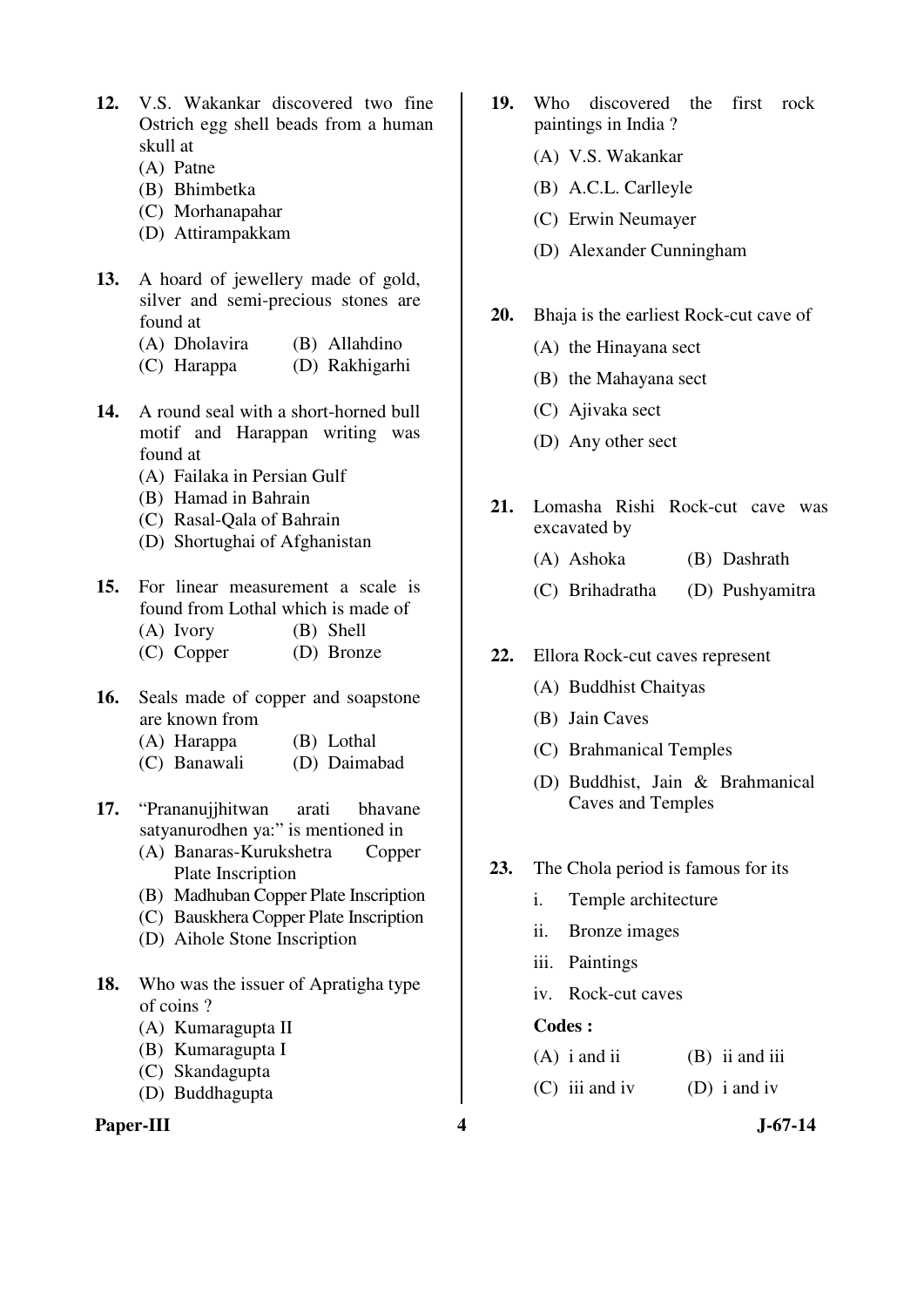12. V.S. Wakankar discovered two fine Ostrich egg shell beads from a human skull at
   (A) Patne
   (B) Bhimbetka
   (C) Morhanapahar
   (D) Attirampakkam

13. A hoard of jewellery made of gold, silver and semi-precious stones are found at
   (A) Dholavira
   (B) Allahdino
   (C) Harappa
   (D) Rakhigarhi

14. A round seal with a short-horned bull motif and Harappan writing was found at
   (A) Failaka in Persian Gulf
   (B) Hamad in Bahrain
   (C) Rasal-Qala of Bahrain
   (D) Shortughai of Afghanistan

15. For linear measurement a scale is found from Lothal which is made of
   (A) Ivory
   (B) Shell
   (C) Copper
   (D) Bronze

16. Seals made of copper and soapstone are known from
   (A) Harappa
   (B) Lothal
   (C) Banawali
   (D) Daimabad

17. "Prananujjhitwan arati bhavane satyanurodhen ya:" is mentioned in
   (A) Banaras-Kurukshetra Copper Plate Inscription
   (B) Madhuban Copper Plate Inscription
   (C) Bauskhera Copper Plate Inscription
   (D) Aihole Stone Inscription

18. Who was the issuer of Apratigha type of coins ?
   (A) Kumaragupta II
   (B) Kumaragupta I
   (C) Skandagupta
   (D) Buddhagupta

19. Who discovered the first rock paintings in India ?
   (A) V.S. Wakankar
   (B) A.C.L. Carlleyle
   (C) Erwin Neumayer
   (D) Alexander Cunningham

20. Bhaja is the earliest Rock-cut cave of
   (A) the Hinayana sect
   (B) the Mahayana sect
   (C) Ajivaka sect
   (D) Any other sect

21. Lomasha Rishi Rock-cut cave was excavated by
   (A) Ashoka
   (B) Dashrath
   (C) Brihadratha
   (D) Pushyamitra

22. Ellora Rock-cut caves represent
   (A) Buddhist Chaityas
   (B) Jain Caves
   (C) Brahmanical Temples
   (D) Buddhist, Jain & Brahmanical Caves and Temples

23. The Chola period is famous for its
   i. Temple architecture
   ii. Bronze images
   iii. Paintings
   iv. Rock-cut caves

   **Codes :**
   (A) i and ii
   (B) ii and iii
   (C) iii and iv
   (D) i and iv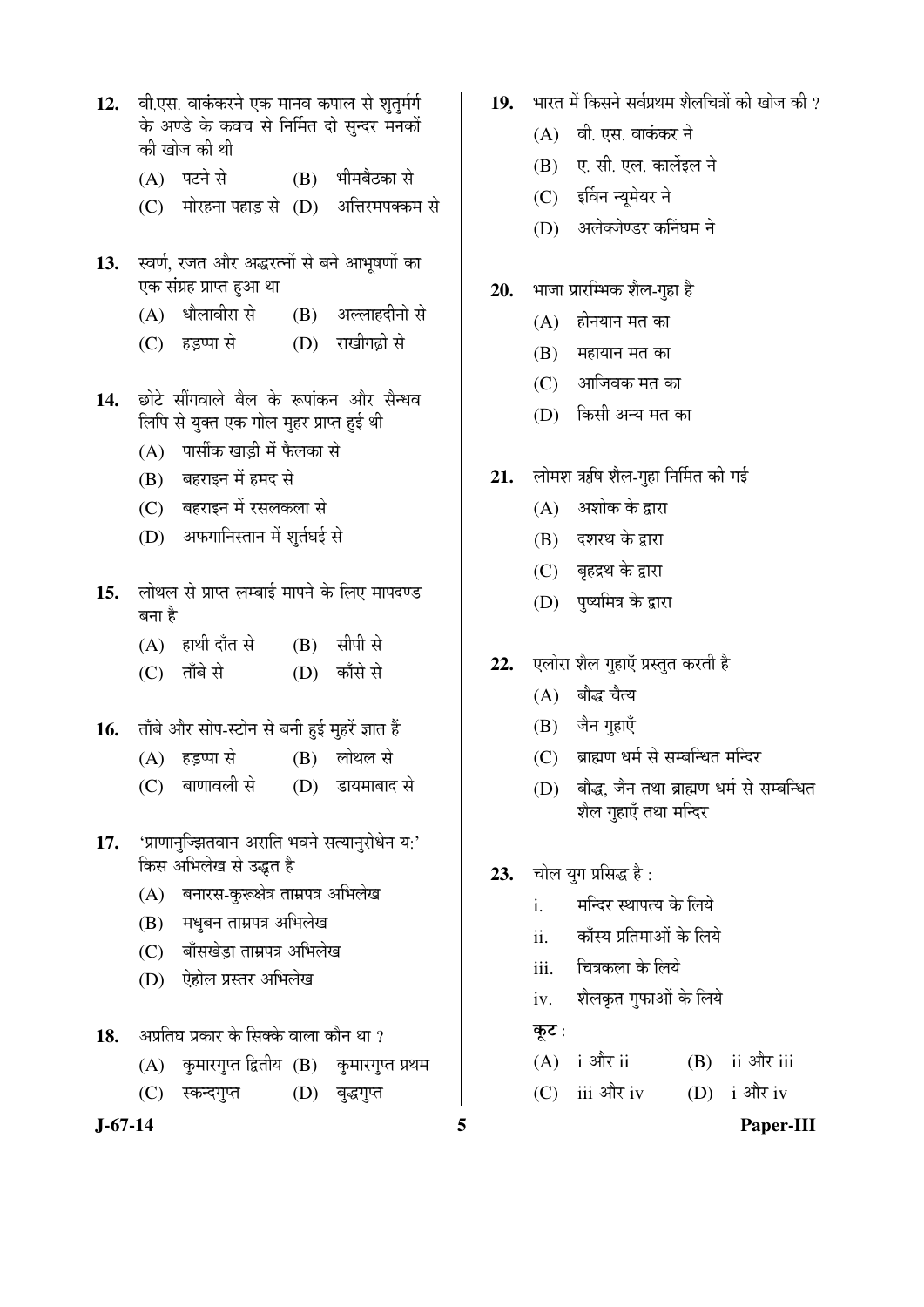**12.** वी.एस. वाकंकरने एक मानव कपाल से शुतुर्मग के अण्डे के कवच से निर्मित दो सुन्दर मनकों की खोज की थी

(A) पटने से (B) भीमबैठका से

(C) मोरहना पहाड़ से (D) अत्तिरमपक्कम से

**13.** स्वर्ण, रजत और अद्धरत्नों से बने आभूषणों का एक संग्रह प्राप्त हुआ था

(A) धौलावीरा से (B) अल्लाहदीनो से

(C) हड़प्पा से (D) राखीगढ़ी से

**14.** छोटे सींगवाले बैल के रूपांकन और सैन्धव लिपि से युक्त एक गोल मुहर प्राप्त हुई थी

(A) पार्सीक खाड़ी में फैलका से

(B) बहराइन में हमद से

(C) बहराइन में रसलकला से

(D) अफगानिस्तान में शुर्तघई से

**15.** लोथल से प्राप्त लम्बाई मापने के लिए मापदण्ड बना है

(A) हाथी दाँत से (B) सीपी से

(C) ताँबे से (D) काँसे से

**16.** ताँबे और सोप-स्टोन से बनी हुई मुहरें ज्ञात हैं

(A) हड़प्पा से (B) लोथल से

(C) बाणावली से (D) डायमाबाद से

**17.** 'प्राणानुज्झितवान अराति भवने सत्यानुरोधेन यः' किस अभिलेख से उद्धृत है

(A) बनारस-कुरूक्षेत्र ताम्रपत्र अभिलेख

(B) मधुबन ताम्रपत्र अभिलेख

(C) बाँसखेड़ा ताम्रपत्र अभिलेख

(D) ऐहोल प्रस्तर अभिलेख

**18.** अप्रतिघ प्रकार के सिक्के वाला कौन था ?

(A) कुमारगुप्त द्वितीय (B) कुमारगुप्त प्रथम

(C) स्कन्दगुप्त (D) बुद्धगुप्त

**19.** भारत में किसने सर्वप्रथम शैलचित्रों की खोज की ?

(A) वी. एस. वाकंकर ने

(B) ए. सी. एल. कार्लेइल ने

(C) इर्विन न्यूमेयर ने

(D) अलेक्जेण्डर कनिंघम ने

**20.** भाजा प्रारम्भिक शैल-गुहा है

(A) हीनयान मत का

(B) महायान मत का

(C) आजिवक मत का

(D) किसी अन्य मत का

**21.** लोमश ऋषि शैल-गुहा निर्मित की गई

(A) अशोक के द्वारा

(B) दशरथ के द्वारा

(C) बृहद्रथ के द्वारा

(D) पुष्यमित्र के द्वारा

**22.** एलोरा शैल गुहाएँ प्रस्तुत करती है

(A) बौद्ध चैत्य

(B) जैन गुहाएँ

(C) ब्राह्मण धर्म से सम्बन्धित मन्दिर

(D) बौद्ध, जैन तथा ब्राह्मण धर्म से सम्बन्धित शैल गुहाएँ तथा मन्दिर

**23.** चोल युग प्रसिद्ध है :

i. मन्दिर स्थापत्य के लिये

ii. काँस्य प्रतिमाओं के लिये

iii. चित्रकला के लिये

iv. शैलकृत गुफाओं के लिये

**कूट :**

(A) i और ii (B) ii और iii

(C) iii और iv (D) i और iv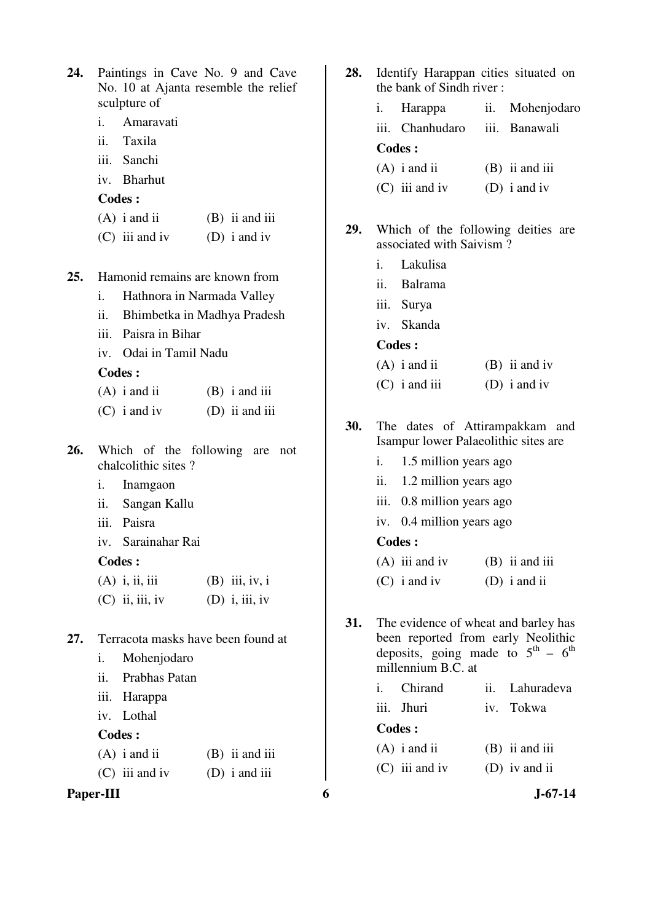**24.** Paintings in Cave No. 9 and Cave No. 10 at Ajanta resemble the relief sculpture of

i. Amaravati
ii. Taxila
iii. Sanchi
iv. Bharhut

**Codes :**

(A) i and ii (B) ii and iii
(C) iii and iv (D) i and iv

**25.** Hamonid remains are known from

i. Hathnora in Narmada Valley
ii. Bhimbetka in Madhya Pradesh
iii. Paisra in Bihar
iv. Odai in Tamil Nadu

**Codes :**

(A) i and ii (B) i and iii
(C) i and iv (D) ii and iii

**26.** Which of the following are not chalcolithic sites ?

i. Inamgaon
ii. Sangan Kallu
iii. Paisra
iv. Sarainahar Rai

**Codes :**

(A) i, ii, iii (B) iii, iv, i
(C) ii, iii, iv (D) i, iii, iv

**27.** Terracota masks have been found at

i. Mohenjodaro
ii. Prabhas Patan
iii. Harappa
iv. Lothal

**Codes :**

(A) i and ii (B) ii and iii
(C) iii and iv (D) i and iii

**28.** Identify Harappan cities situated on the bank of Sindh river :

i. Harappa ii. Mohenjodaro
iii. Chanhudaro iii. Banawali

**Codes :**

(A) i and ii (B) ii and iii
(C) iii and iv (D) i and iv

**29.** Which of the following deities are associated with Saivism ?

i. Lakulisa
ii. Balrama
iii. Surya
iv. Skanda

**Codes :**

(A) i and ii (B) ii and iv
(C) i and iii (D) i and iv

**30.** The dates of Attirampakkam and Isampur lower Palaeolithic sites are

i. 1.5 million years ago
ii. 1.2 million years ago
iii. 0.8 million years ago
iv. 0.4 million years ago

**Codes :**

(A) iii and iv (B) ii and iii
(C) i and iv (D) i and ii

**31.** The evidence of wheat and barley has been reported from early Neolithic deposits, going made to $5^{th}$ – $6^{th}$ millennium B.C. at

i. Chirand ii. Lahuradeva
iii. Jhuri iv. Tokwa

**Codes :**

(A) i and ii (B) ii and iii
(C) iii and iv (D) iv and ii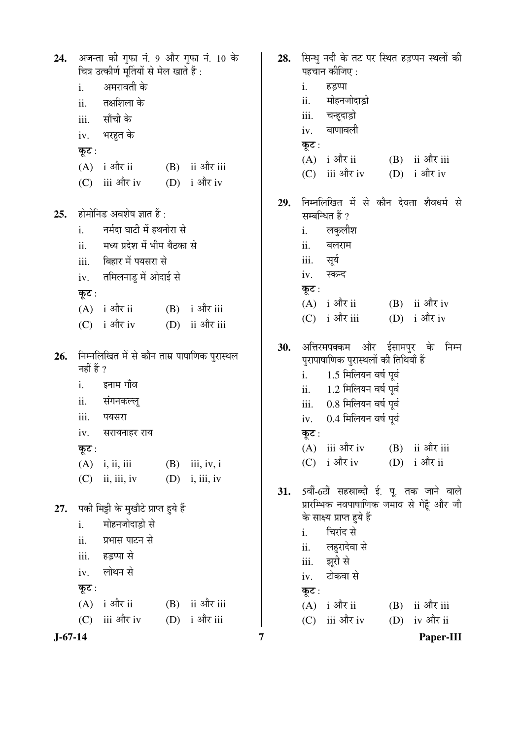24. अजन्ता की गुफा नं. 9 और गुफा नं. 10 के चित्र उत्कीर्ण मूर्तियों से मेल खाते हैं :

    i. अमरावती के
    ii. तक्षशिला के
    iii. साँची के
    iv. भरहुत के

    **कूट :**

    (A) i और ii (B) ii और iii
    (C) iii और iv (D) i और iv

25. होमोनिड अवशेष ज्ञात हैं :

    i. नर्मदा घाटी में हथनोरा से
    ii. मध्य प्रदेश में भीम बैठका से
    iii. बिहार में पयसरा से
    iv. तमिलनाडु में ओदाई से

    **कूट :**

    (A) i और ii (B) i और iii
    (C) i और iv (D) ii और iii

26. निम्नलिखित में से कौन ताम्र पाषाणिक पुरास्थल नहीं हैं ?

    i. इनाम गाँव
    ii. संगनकल्लू
    iii. पयसरा
    iv. सरायनाहर राय

    **कूट :**

    (A) i, ii, iii (B) iii, iv, i
    (C) ii, iii, iv (D) i, iii, iv

27. पकी मिट्टी के मुखौटे प्राप्त हुये हैं

    i. मोहनजोदाड़ो से
    ii. प्रभास पाटन से
    iii. हड़प्पा से
    iv. लोथन से

    **कूट :**

    (A) i और ii (B) ii और iii
    (C) iii और iv (D) i और iii

28. सिन्धु नदी के तट पर स्थित हड़प्पन स्थलों की पहचान कीजिए :

    i. हड़प्पा
    ii. मोहनजोदाड़ो
    iii. चन्हूदाड़ो
    iv. बाणावली

    **कूट :**

    (A) i और ii (B) ii और iii
    (C) iii और iv (D) i और iv

29. निम्नलिखित में से कौन देवता शैवधर्म से सम्बन्धित हैं ?

    i. लकुलीश
    ii. बलराम
    iii. सूर्य
    iv. स्कन्द

    **कूट :**

    (A) i और ii (B) ii और iv
    (C) i और iii (D) i और iv

30. अत्तिरमपक्कम और ईसामपुर के निम्न पुरापाषाणिक पुरास्थलों की तिथियाँ हैं

    i. 1.5 मिलियन वर्ष पूर्व
    ii. 1.2 मिलियन वर्ष पूर्व
    iii. 0.8 मिलियन वर्ष पूर्व
    iv. 0.4 मिलियन वर्ष पूर्व

    **कूट :**

    (A) iii और iv (B) ii और iii
    (C) i और iv (D) i और ii

31. 5वीं-6ठीं सहस्राब्दी ई. पू. तक जाने वाले प्रारम्भिक नवपाषाणिक जमाव से गेहूँ और जौ के साक्ष्य प्राप्त हुये हैं

    i. चिरांद से
    ii. लहुरादेवा से
    iii. झूरी से
    iv. टोकवा से

    **कूट :**

    (A) i और ii (B) ii और iii
    (C) iii और iv (D) iv और ii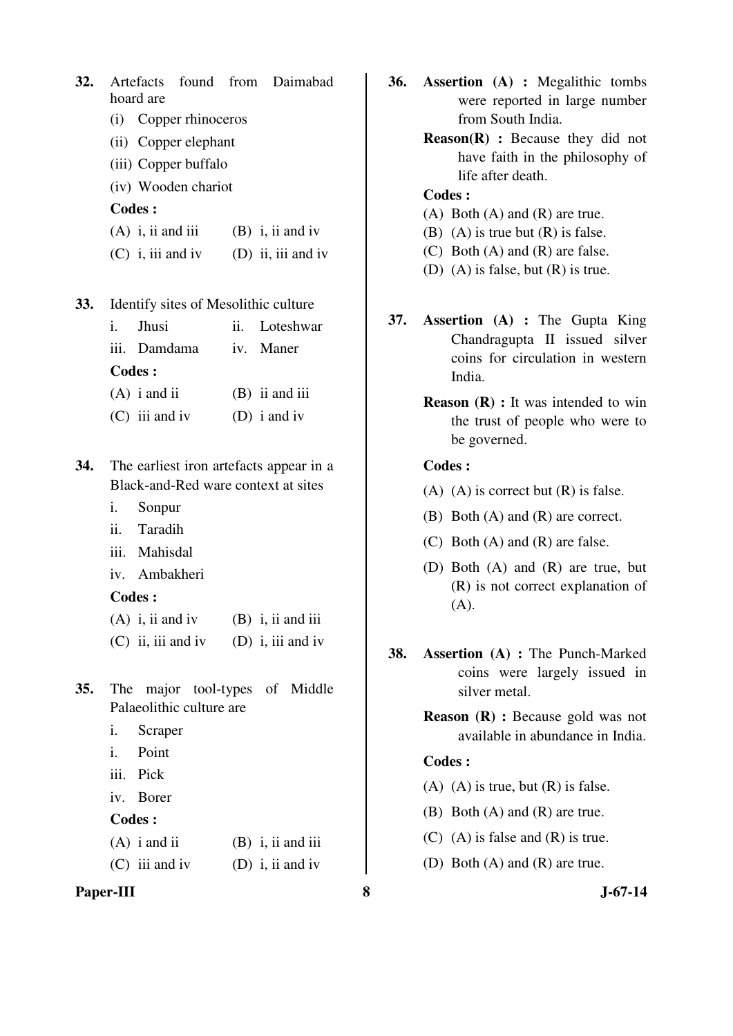32. Artefacts found from Daimabad hoard are

(i) Copper rhinoceros

(ii) Copper elephant

(iii) Copper buffalo

(iv) Wooden chariot

**Codes :**

(A) i, ii and iii (B) i, ii and iv

(C) i, iii and iv (D) ii, iii and iv

33. Identify sites of Mesolithic culture

i. Jhusi ii. Loteshwar

iii. Damdama iv. Maner

**Codes :**

(A) i and ii (B) ii and iii

(C) iii and iv (D) i and iv

34. The earliest iron artefacts appear in a Black-and-Red ware context at sites

i. Sonpur

ii. Taradih

iii. Mahisdal

iv. Ambakheri

**Codes :**

(A) i, ii and iv (B) i, ii and iii

(C) ii, iii and iv (D) i, iii and iv

35. The major tool-types of Middle Palaeolithic culture are

i. Scraper

i. Point

iii. Pick

iv. Borer

**Codes :**

(A) i and ii (B) i, ii and iii

(C) iii and iv (D) i, ii and iv

36. **Assertion (A) :** Megalithic tombs were reported in large number from South India.

**Reason(R) :** Because they did not have faith in the philosophy of life after death.

**Codes :**

(A) Both (A) and (R) are true.

(B) (A) is true but (R) is false.

(C) Both (A) and (R) are false.

(D) (A) is false, but (R) is true.

37. **Assertion (A) :** The Gupta King Chandragupta II issued silver coins for circulation in western India.

**Reason (R) :** It was intended to win the trust of people who were to be governed.

**Codes :**

(A) (A) is correct but (R) is false.

(B) Both (A) and (R) are correct.

(C) Both (A) and (R) are false.

(D) Both (A) and (R) are true, but (R) is not correct explanation of (A).

38. **Assertion (A) :** The Punch-Marked coins were largely issued in silver metal.

**Reason (R) :** Because gold was not available in abundance in India.

**Codes :**

(A) (A) is true, but (R) is false.

(B) Both (A) and (R) are true.

(C) (A) is false and (R) is true.

(D) Both (A) and (R) are true.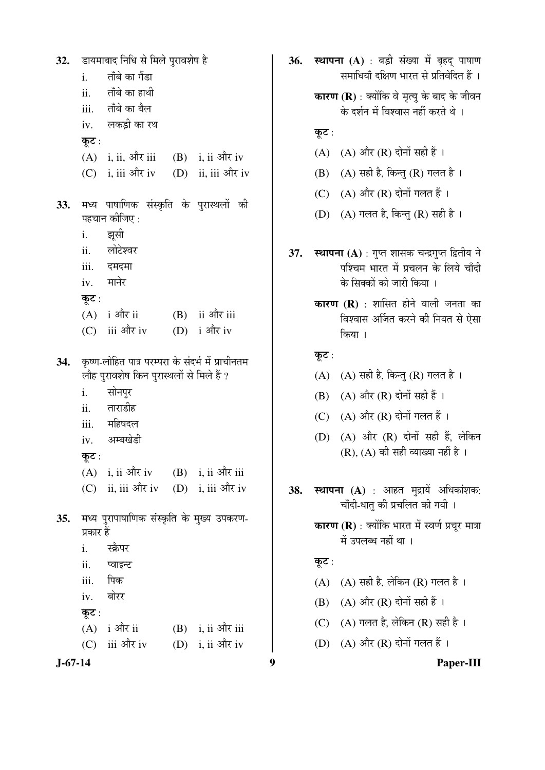32. डायमाबाद निधि से मिले पुरावशेष है

    i. ताँबे का गैंडा
    ii. ताँबे का हाथी
    iii. ताँबे का बैल
    iv. लकड़ी का रथ

    **कूट :**

    (A) i, ii, और iii  (B) i, ii और iv
    (C) i, iii और iv  (D) ii, iii और iv

33. मध्य पाषाणिक संस्कृति के पुरास्थलों की पहचान कीजिए :

    i. झूसी
    ii. लोटेश्वर
    iii. दमदमा
    iv. मानेर

    **कूट :**

    (A) i और ii  (B) ii और iii
    (C) iii और iv  (D) i और iv

34. कृष्ण-लोहित पात्र परम्परा के संदर्भ में प्राचीनतम लौह पुरावशेष किन पुरास्थलों से मिले हैं ?

    i. सोनपुर
    ii. ताराडीह
    iii. महिषदल
    iv. अम्बखेडी

    **कूट :**

    (A) i, ii और iv  (B) i, ii और iii
    (C) ii, iii और iv  (D) i, iii और iv

35. मध्य पुरापाषाणिक संस्कृति के मुख्य उपकरण-प्रकार हैं

    i. स्क्रैपर
    ii. प्वाइन्ट
    iii. पिक
    iv. बोरर

    **कूट :**

    (A) i और ii  (B) i, ii और iii
    (C) iii और iv  (D) i, ii और iv

36. **स्थापना (A)** : बड़ी संख्या में बृहद् पाषाण समाधियाँ दक्षिण भारत से प्रतिवेदित हैं ।

    **कारण (R)** : क्योंकि वे मृत्यु के बाद के जीवन के दर्शन में विश्वास नहीं करते थे ।

    **कूट :**

    (A) (A) और (R) दोनों सही हैं ।
    (B) (A) सही है, किन्तु (R) गलत है ।
    (C) (A) और (R) दोनों गलत हैं ।
    (D) (A) गलत है, किन्तु (R) सही है ।

37. **स्थापना (A)** : गुप्त शासक चन्द्रगुप्त द्वितीय ने पश्चिम भारत में प्रचलन के लिये चाँदी के सिक्कों को जारी किया ।

    **कारण (R)** : शासित होने वाली जनता का विश्वास अर्जित करने की नियत से ऐसा किया ।

    **कूट :**

    (A) (A) सही है, किन्तु (R) गलत है ।
    (B) (A) और (R) दोनों सही हैं ।
    (C) (A) और (R) दोनों गलत हैं ।
    (D) (A) और (R) दोनों सही हैं, लेकिन (R), (A) की सही व्याख्या नहीं है ।

38. **स्थापना (A)** : आहत मुद्रायें अधिकांशक: चाँदी-धातु की प्रचलित की गयी ।

    **कारण (R)** : क्योंकि भारत में स्वर्ण प्रचूर मात्रा में उपलब्ध नहीं था ।

    **कूट :**

    (A) (A) सही है, लेकिन (R) गलत है ।
    (B) (A) और (R) दोनों सही हैं ।
    (C) (A) गलत है, लेकिन (R) सही है ।
    (D) (A) और (R) दोनों गलत हैं ।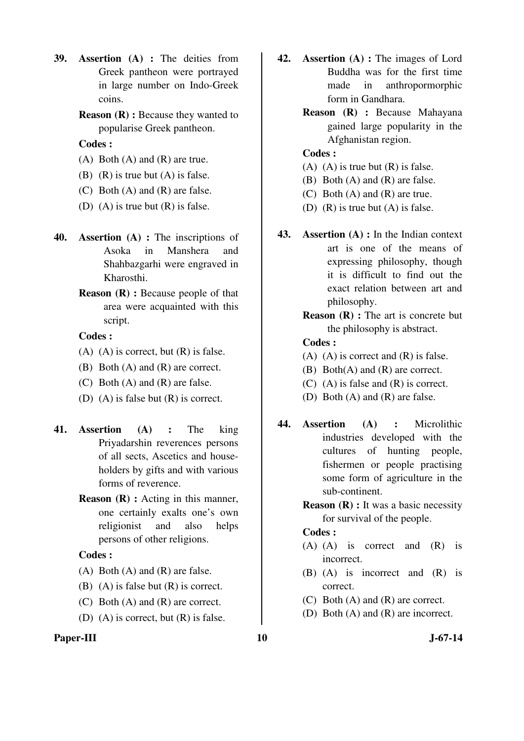**39.** **Assertion (A) :** The deities from Greek pantheon were portrayed in large number on Indo-Greek coins.

**Reason (R) :** Because they wanted to popularise Greek pantheon.

**Codes :**

(A) Both (A) and (R) are true.
(B) (R) is true but (A) is false.
(C) Both (A) and (R) are false.
(D) (A) is true but (R) is false.

**40.** **Assertion (A) :** The inscriptions of Asoka in Manshera and Shahbazgarhi were engraved in Kharosthi.

**Reason (R) :** Because people of that area were acquainted with this script.

**Codes :**

(A) (A) is correct, but (R) is false.
(B) Both (A) and (R) are correct.
(C) Both (A) and (R) are false.
(D) (A) is false but (R) is correct.

**41.** **Assertion (A) :** The king Priyadarshin reverences persons of all sects, Ascetics and house-holders by gifts and with various forms of reverence.

**Reason (R) :** Acting in this manner, one certainly exalts one's own religionist and also helps persons of other religions.

**Codes :**

(A) Both (A) and (R) are false.
(B) (A) is false but (R) is correct.
(C) Both (A) and (R) are correct.
(D) (A) is correct, but (R) is false.

**42.** **Assertion (A) :** The images of Lord Buddha was for the first time made in anthropormorphic form in Gandhara.

**Reason (R) :** Because Mahayana gained large popularity in the Afghanistan region.

**Codes :**

(A) (A) is true but (R) is false.
(B) Both (A) and (R) are false.
(C) Both (A) and (R) are true.
(D) (R) is true but (A) is false.

**43.** **Assertion (A) :** In the Indian context art is one of the means of expressing philosophy, though it is difficult to find out the exact relation between art and philosophy.

**Reason (R) :** The art is concrete but the philosophy is abstract.

**Codes :**

(A) (A) is correct and (R) is false.
(B) Both(A) and (R) are correct.
(C) (A) is false and (R) is correct.
(D) Both (A) and (R) are false.

**44.** **Assertion (A) :** Microlithic industries developed with the cultures of hunting people, fishermen or people practising some form of agriculture in the sub-continent.

**Reason (R) :** It was a basic necessity for survival of the people.

**Codes :**

(A) (A) is correct and (R) is incorrect.
(B) (A) is incorrect and (R) is correct.
(C) Both (A) and (R) are correct.
(D) Both (A) and (R) are incorrect.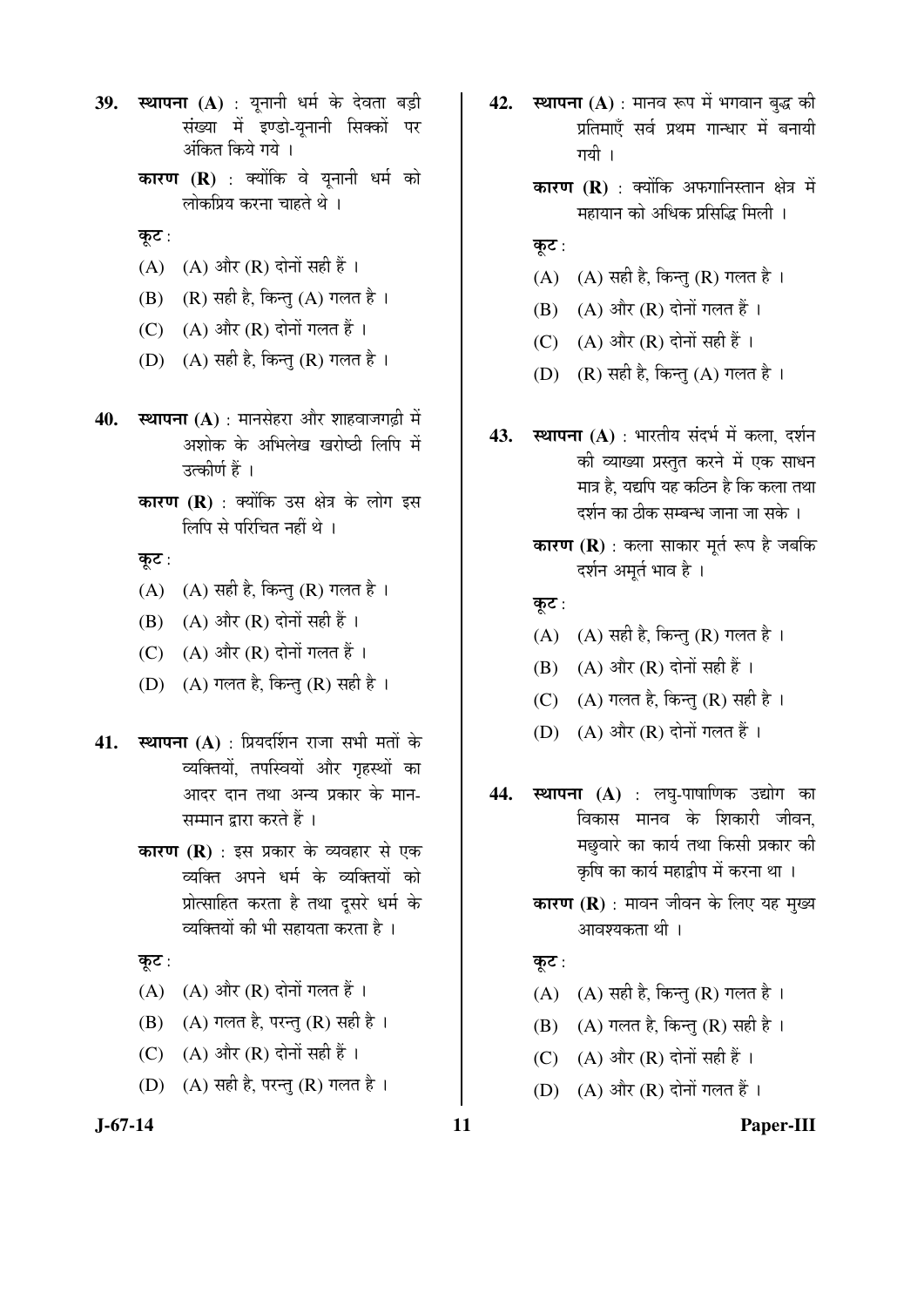39. **स्थापना (A)** : यूनानी धर्म के देवता बड़ी संख्या में इण्डो-यूनानी सिक्कों पर अंकित किये गये ।

    **कारण (R)** : क्योंकि वे यूनानी धर्म को लोकप्रिय करना चाहते थे ।

    **कूट** :

    (A) (A) और (R) दोनों सही हैं ।

    (B) (R) सही है, किन्तु (A) गलत है ।

    (C) (A) और (R) दोनों गलत हैं ।

    (D) (A) सही है, किन्तु (R) गलत है ।

40. **स्थापना (A)** : मानसेहरा और शाहवाजगढ़ी में अशोक के अभिलेख खरोष्ठी लिपि में उत्कीर्ण हैं ।

    **कारण (R)** : क्योंकि उस क्षेत्र के लोग इस लिपि से परिचित नहीं थे ।

    **कूट** :

    (A) (A) सही है, किन्तु (R) गलत है ।

    (B) (A) और (R) दोनों सही हैं ।

    (C) (A) और (R) दोनों गलत हैं ।

    (D) (A) गलत है, किन्तु (R) सही है ।

41. **स्थापना (A)** : प्रियदर्शिन राजा सभी मतों के व्यक्तियों, तपस्वियों और गृहस्थों का आदर दान तथा अन्य प्रकार के मान-सम्मान द्वारा करते हैं ।

    **कारण (R)** : इस प्रकार के व्यवहार से एक व्यक्ति अपने धर्म के व्यक्तियों को प्रोत्साहित करता है तथा दूसरे धर्म के व्यक्तियों की भी सहायता करता है ।

    **कूट** :

    (A) (A) और (R) दोनों गलत हैं ।

    (B) (A) गलत है, परन्तु (R) सही है ।

    (C) (A) और (R) दोनों सही हैं ।

    (D) (A) सही है, परन्तु (R) गलत है ।

42. **स्थापना (A)** : मानव रूप में भगवान बुद्ध की प्रतिमाएँ सर्व प्रथम गान्धार में बनायी गयी ।

    **कारण (R)** : क्योंकि अफगानिस्तान क्षेत्र में महायान को अधिक प्रसिद्धि मिली ।

    **कूट** :

    (A) (A) सही है, किन्तु (R) गलत है ।

    (B) (A) और (R) दोनों गलत हैं ।

    (C) (A) और (R) दोनों सही हैं ।

    (D) (R) सही है, किन्तु (A) गलत है ।

43. **स्थापना (A)** : भारतीय संदर्भ में कला, दर्शन की व्याख्या प्रस्तुत करने में एक साधन मात्र है, यद्यपि यह कठिन है कि कला तथा दर्शन का ठीक सम्बन्ध जाना जा सके ।

    **कारण (R)** : कला साकार मूर्त रूप है जबकि दर्शन अमूर्त भाव है ।

    **कूट** :

    (A) (A) सही है, किन्तु (R) गलत है ।

    (B) (A) और (R) दोनों सही हैं ।

    (C) (A) गलत है, किन्तु (R) सही है ।

    (D) (A) और (R) दोनों गलत हैं ।

44. **स्थापना (A)** : लघु-पाषाणिक उद्योग का विकास मानव के शिकारी जीवन, मछुवारे का कार्य तथा किसी प्रकार की कृषि का कार्य महाद्वीप में करना था ।

    **कारण (R)** : मावन जीवन के लिए यह मुख्य आवश्यकता थी ।

    **कूट** :

    (A) (A) सही है, किन्तु (R) गलत है ।

    (B) (A) गलत है, किन्तु (R) सही है ।

    (C) (A) और (R) दोनों सही हैं ।

    (D) (A) और (R) दोनों गलत हैं ।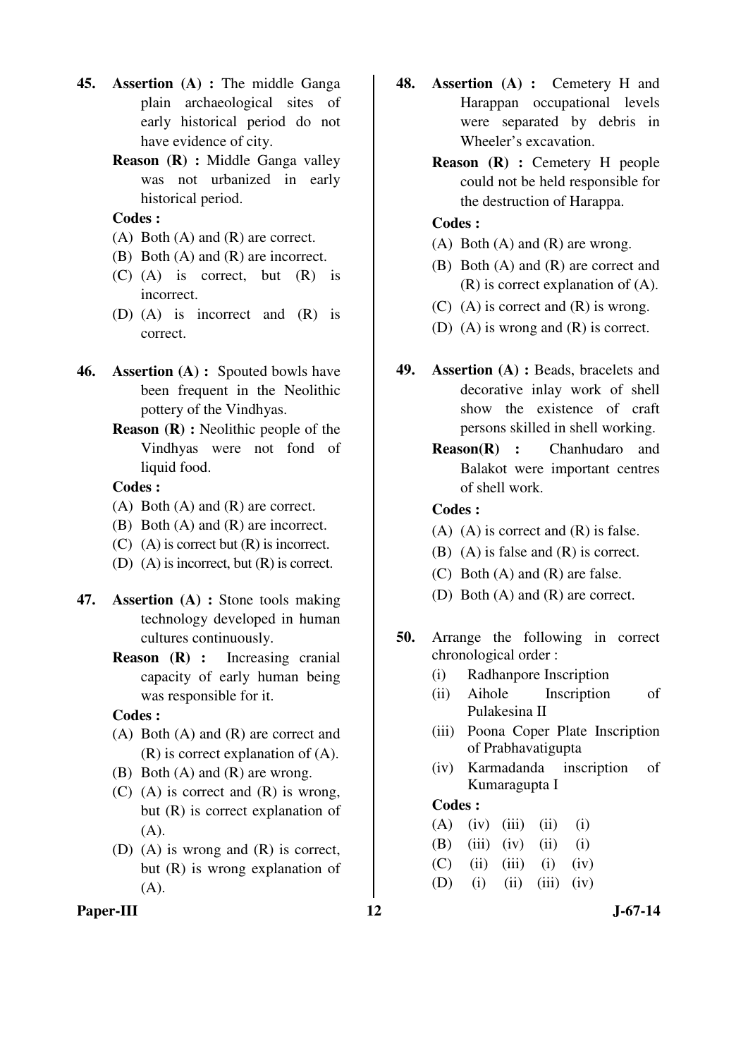**45.** **Assertion (A) :** The middle Ganga plain archaeological sites of early historical period do not have evidence of city.

**Reason (R) :** Middle Ganga valley was not urbanized in early historical period.

**Codes :**

(A) Both (A) and (R) are correct.

(B) Both (A) and (R) are incorrect.

(C) (A) is correct, but (R) is incorrect.

(D) (A) is incorrect and (R) is correct.

**46.** **Assertion (A) :** Spouted bowls have been frequent in the Neolithic pottery of the Vindhyas.

**Reason (R) :** Neolithic people of the Vindhyas were not fond of liquid food.

**Codes :**

(A) Both (A) and (R) are correct.

(B) Both (A) and (R) are incorrect.

(C) (A) is correct but (R) is incorrect.

(D) (A) is incorrect, but (R) is correct.

**47.** **Assertion (A) :** Stone tools making technology developed in human cultures continuously.

**Reason (R) :** Increasing cranial capacity of early human being was responsible for it.

**Codes :**

(A) Both (A) and (R) are correct and (R) is correct explanation of (A).

(B) Both (A) and (R) are wrong.

(C) (A) is correct and (R) is wrong, but (R) is correct explanation of (A).

(D) (A) is wrong and (R) is correct, but (R) is wrong explanation of (A).

**48.** **Assertion (A) :** Cemetery H and Harappan occupational levels were separated by debris in Wheeler's excavation.

**Reason (R) :** Cemetery H people could not be held responsible for the destruction of Harappa.

**Codes :**

(A) Both (A) and (R) are wrong.

(B) Both (A) and (R) are correct and (R) is correct explanation of (A).

(C) (A) is correct and (R) is wrong.

(D) (A) is wrong and (R) is correct.

**49.** **Assertion (A) :** Beads, bracelets and decorative inlay work of shell show the existence of craft persons skilled in shell working.

**Reason(R) :** Chanhudaro and Balakot were important centres of shell work.

**Codes :**

(A) (A) is correct and (R) is false.

(B) (A) is false and (R) is correct.

(C) Both (A) and (R) are false.

(D) Both (A) and (R) are correct.

**50.** Arrange the following in correct chronological order :

(i) Radhanpore Inscription

(ii) Aihole Inscription of Pulakesina II

(iii) Poona Coper Plate Inscription of Prabhavatigupta

(iv) Karmadanda inscription of Kumaragupta I

**Codes :**

| | | | | |
|---|---|---|---|---|
| (A) | (iv) | (iii) | (ii) | (i) |
| (B) | (iii) | (iv) | (ii) | (i) |
| (C) | (ii) | (iii) | (i) | (iv) |
| (D) | (i) | (ii) | (iii) | (iv) |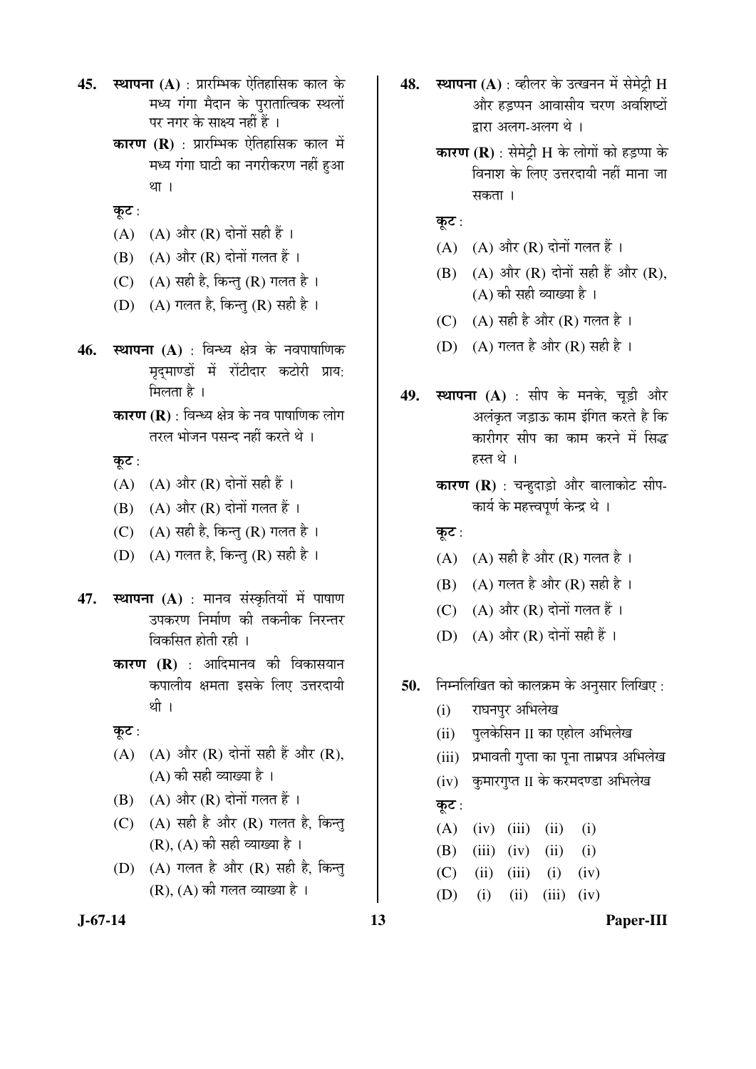45. **स्थापना (A)** : प्रारम्भिक ऐतिहासिक काल के मध्य गंगा मैदान के पुरातात्विक स्थलों पर नगर के साक्ष्य नहीं हैं ।

**कारण (R)** : प्रारम्भिक ऐतिहासिक काल में मध्य गंगा घाटी का नगरीकरण नहीं हुआ था ।

**कूट** :

(A) (A) और (R) दोनों सही हैं ।

(B) (A) और (R) दोनों गलत हैं ।

(C) (A) सही है, किन्तु (R) गलत है ।

(D) (A) गलत है, किन्तु (R) सही है ।

46. **स्थापना (A)** : विन्ध्य क्षेत्र के नवपाषाणिक मृद्माण्डों में रोंटीदार कटोरी प्राय: मिलता है ।

**कारण (R)** : विन्ध्य क्षेत्र के नव पाषाणिक लोग तरल भोजन पसन्द नहीं करते थे ।

**कूट** :

(A) (A) और (R) दोनों सही हैं ।

(B) (A) और (R) दोनों गलत हैं ।

(C) (A) सही है, किन्तु (R) गलत है ।

(D) (A) गलत है, किन्तु (R) सही है ।

47. **स्थापना (A)** : मानव संस्कृतियों में पाषाण उपकरण निर्माण की तकनीक निरन्तर विकसित होती रही ।

**कारण (R)** : आदिमानव की विकासयान कपालीय क्षमता इसके लिए उत्तरदायी थी ।

**कूट** :

(A) (A) और (R) दोनों सही हैं और (R), (A) की सही व्याख्या है ।

(B) (A) और (R) दोनों गलत हैं ।

(C) (A) सही है और (R) गलत है, किन्तु (R), (A) की सही व्याख्या है ।

(D) (A) गलत है और (R) सही है, किन्तु (R), (A) की गलत व्याख्या है ।

48. **स्थापना (A)** : व्हीलर के उत्खनन में सेमेट्री H और हड़प्पन आवासीय चरण अवशिष्टों द्वारा अलग-अलग थे ।

**कारण (R)** : सेमेट्री H के लोगों को हड़प्पा के विनाश के लिए उत्तरदायी नहीं माना जा सकता ।

**कूट** :

(A) (A) और (R) दोनों गलत हैं ।

(B) (A) और (R) दोनों सही हैं और (R), (A) की सही व्याख्या है ।

(C) (A) सही है और (R) गलत है ।

(D) (A) गलत है और (R) सही है ।

49. **स्थापना (A)** : सीप के मनके, चूड़ी और अलंकृत जड़ाऊ काम इंगित करते है कि कारीगर सीप का काम करने में सिद्ध हस्त थे ।

**कारण (R)** : चन्हुदाड़ो और बालाकोट सीप-कार्य के महत्त्वपूर्ण केन्द्र थे ।

**कूट** :

(A) (A) सही है और (R) गलत है ।

(B) (A) गलत है और (R) सही है ।

(C) (A) और (R) दोनों गलत हैं ।

(D) (A) और (R) दोनों सही हैं ।

50. निम्नलिखित को कालक्रम के अनुसार लिखिए :

(i) राघनपुर अभिलेख

(ii) पुलकेसिन II का एहोल अभिलेख

(iii) प्रभावती गुप्ता का पूना ताम्रपत्र अभिलेख

(iv) कुमारगुप्त II के करमदण्डा अभिलेख

**कूट** :

| | | | | |
|---|---|---|---|---|
| (A) | (iv) | (iii) | (ii) | (i) |
| (B) | (iii) | (iv) | (ii) | (i) |
| (C) | (ii) | (iii) | (i) | (iv) |
| (D) | (i) | (ii) | (iii) | (iv) |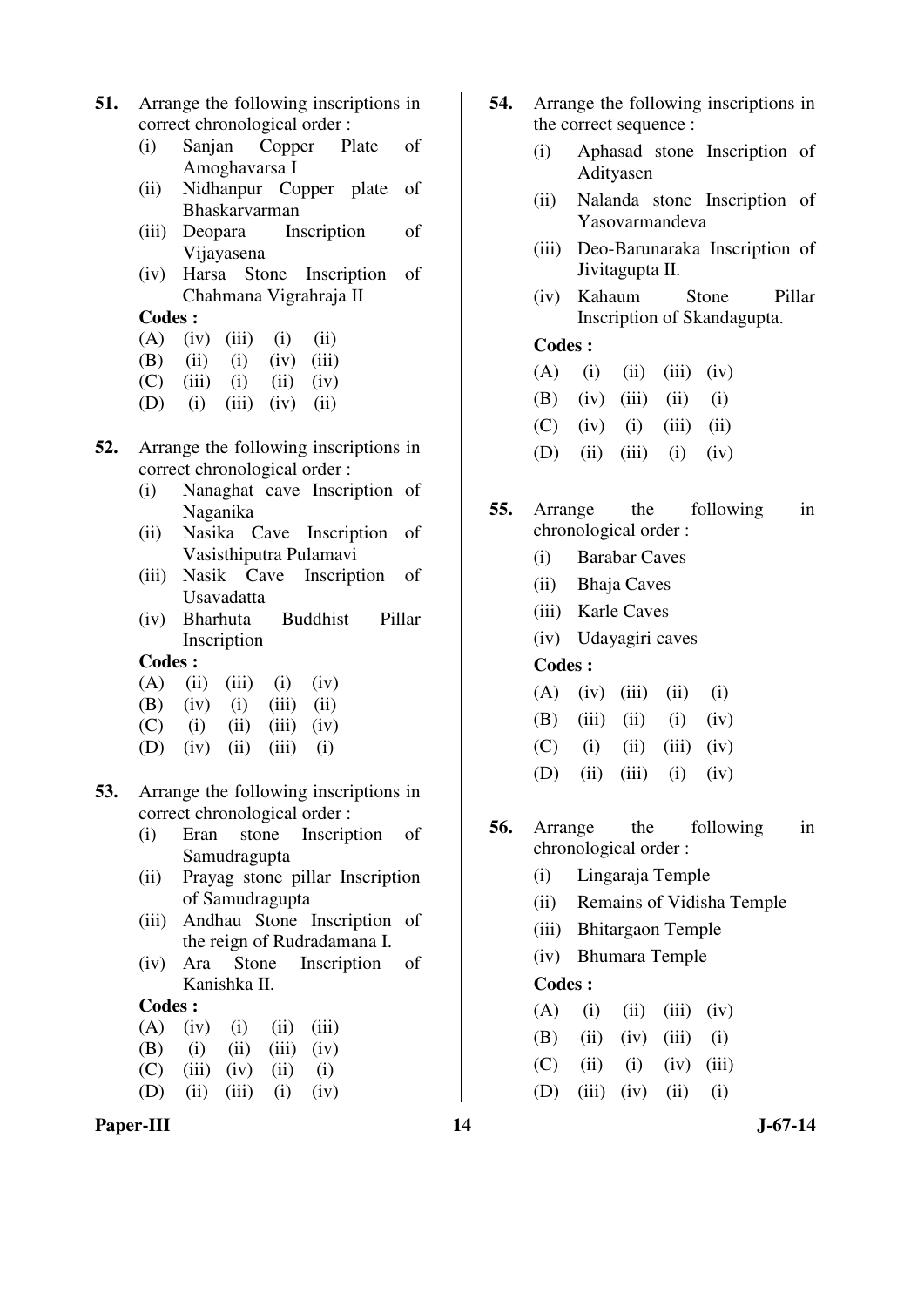51. Arrange the following inscriptions in correct chronological order :
   (i) Sanjan Copper Plate of Amoghavarsa I
   (ii) Nidhanpur Copper plate of Bhaskarvarman
   (iii) Deopara Inscription of Vijayasena
   (iv) Harsa Stone Inscription of Chahmana Vigrahraja II

   **Codes :**
   (A) (iv) (iii) (i) (ii)
   (B) (ii) (i) (iv) (iii)
   (C) (iii) (i) (ii) (iv)
   (D) (i) (iii) (iv) (ii)

52. Arrange the following inscriptions in correct chronological order :
   (i) Nanaghat cave Inscription of Naganika
   (ii) Nasika Cave Inscription of Vasisthiputra Pulamavi
   (iii) Nasik Cave Inscription of Usavadatta
   (iv) Bharhuta Buddhist Pillar Inscription

   **Codes :**
   (A) (ii) (iii) (i) (iv)
   (B) (iv) (i) (iii) (ii)
   (C) (i) (ii) (iii) (iv)
   (D) (iv) (ii) (iii) (i)

53. Arrange the following inscriptions in correct chronological order :
   (i) Eran stone Inscription of Samudragupta
   (ii) Prayag stone pillar Inscription of Samudragupta
   (iii) Andhau Stone Inscription of the reign of Rudradamana I.
   (iv) Ara Stone Inscription of Kanishka II.

   **Codes :**
   (A) (iv) (i) (ii) (iii)
   (B) (i) (ii) (iii) (iv)
   (C) (iii) (iv) (ii) (i)
   (D) (ii) (iii) (i) (iv)

54. Arrange the following inscriptions in the correct sequence :
   (i) Aphasad stone Inscription of Adityasen
   (ii) Nalanda stone Inscription of Yasovarmandeva
   (iii) Deo-Barunaraka Inscription of Jivitagupta II.
   (iv) Kahaum Stone Pillar Inscription of Skandagupta.

   **Codes :**
   (A) (i) (ii) (iii) (iv)
   (B) (iv) (iii) (ii) (i)
   (C) (iv) (i) (iii) (ii)
   (D) (ii) (iii) (i) (iv)

55. Arrange the following in chronological order :
   (i) Barabar Caves
   (ii) Bhaja Caves
   (iii) Karle Caves
   (iv) Udayagiri caves

   **Codes :**
   (A) (iv) (iii) (ii) (i)
   (B) (iii) (ii) (i) (iv)
   (C) (i) (ii) (iii) (iv)
   (D) (ii) (iii) (i) (iv)

56. Arrange the following in chronological order :
   (i) Lingaraja Temple
   (ii) Remains of Vidisha Temple
   (iii) Bhitargaon Temple
   (iv) Bhumara Temple

   **Codes :**
   (A) (i) (ii) (iii) (iv)
   (B) (ii) (iv) (iii) (i)
   (C) (ii) (i) (iv) (iii)
   (D) (iii) (iv) (ii) (i)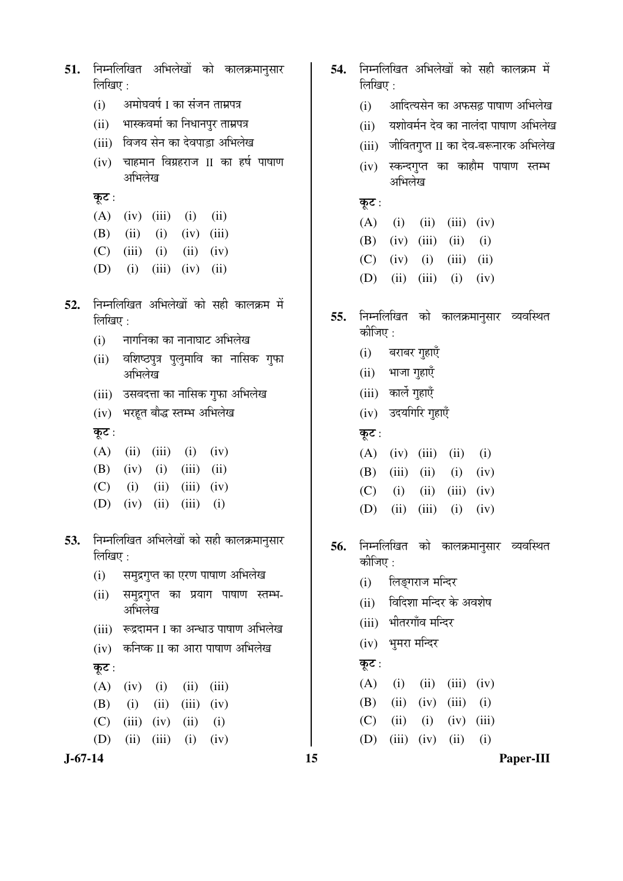51. निम्नलिखित अभिलेखों को कालक्रमानुसार लिखिए :

(i) अमोघवर्ष I का संजन ताम्रपत्र

(ii) भास्करवर्मा का निधानपुर ताम्रपत्र

(iii) विजय सेन का देवपाड़ा अभिलेख

(iv) चाहमान विग्रहराज II का हर्ष पाषाण अभिलेख

**कूट :**

(A) (iv) (iii) (i) (ii)

(B) (ii) (i) (iv) (iii)

(C) (iii) (i) (ii) (iv)

(D) (i) (iii) (iv) (ii)

52. निम्नलिखित अभिलेखों को सही कालक्रम में लिखिए :

(i) नागनिका का नानाघाट अभिलेख

(ii) वशिष्ठपुत्र पुलुमावि का नासिक गुफा अभिलेख

(iii) उसवदत्ता का नासिक गुफा अभिलेख

(iv) भरहूत बौद्ध स्तम्भ अभिलेख

**कूट :**

(A) (ii) (iii) (i) (iv)

(B) (iv) (i) (iii) (ii)

(C) (i) (ii) (iii) (iv)

(D) (iv) (ii) (iii) (i)

53. निम्नलिखित अभिलेखों को सही कालक्रमानुसार लिखिए :

(i) समुद्रगुप्त का एरण पाषाण अभिलेख

(ii) समुद्रगुप्त का प्रयाग पाषाण स्तम्भ-अभिलेख

(iii) रूद्रदामन I का अन्धाउ पाषाण अभिलेख

(iv) कनिष्क II का आरा पाषाण अभिलेख

**कूट :**

(A) (iv) (i) (ii) (iii)

(B) (i) (ii) (iii) (iv)

(C) (iii) (iv) (ii) (i)

(D) (ii) (iii) (i) (iv)

54. निम्नलिखित अभिलेखों को सही कालक्रम में लिखिए :

(i) आदित्यसेन का अफसढ़ पाषाण अभिलेख

(ii) यशोवर्मन देव का नालंदा पाषाण अभिलेख

(iii) जीवितगुप्त II का देव-बरूनारक अभिलेख

(iv) स्कन्दगुप्त का काहौम पाषाण स्तम्भ अभिलेख

**कूट :**

(A) (i) (ii) (iii) (iv)

(B) (iv) (iii) (ii) (i)

(C) (iv) (i) (iii) (ii)

(D) (ii) (iii) (i) (iv)

55. निम्नलिखित को कालक्रमानुसार व्यवस्थित कीजिए :

(i) बराबर गुहाएँ

(ii) भाजा गुहाएँ

(iii) कार्ले गुहाएँ

(iv) उदयगिरि गुहाएँ

**कूट :**

(A) (iv) (iii) (ii) (i)

(B) (iii) (ii) (i) (iv)

(C) (i) (ii) (iii) (iv)

(D) (ii) (iii) (i) (iv)

56. निम्नलिखित को कालक्रमानुसार व्यवस्थित कीजिए :

(i) लिङ्गराज मन्दिर

(ii) विदिशा मन्दिर के अवशेष

(iii) भीतरगाँव मन्दिर

(iv) भुमरा मन्दिर

**कूट :**

(A) (i) (ii) (iii) (iv)

(B) (ii) (iv) (iii) (i)

(C) (ii) (i) (iv) (iii)

(D) (iii) (iv) (ii) (i)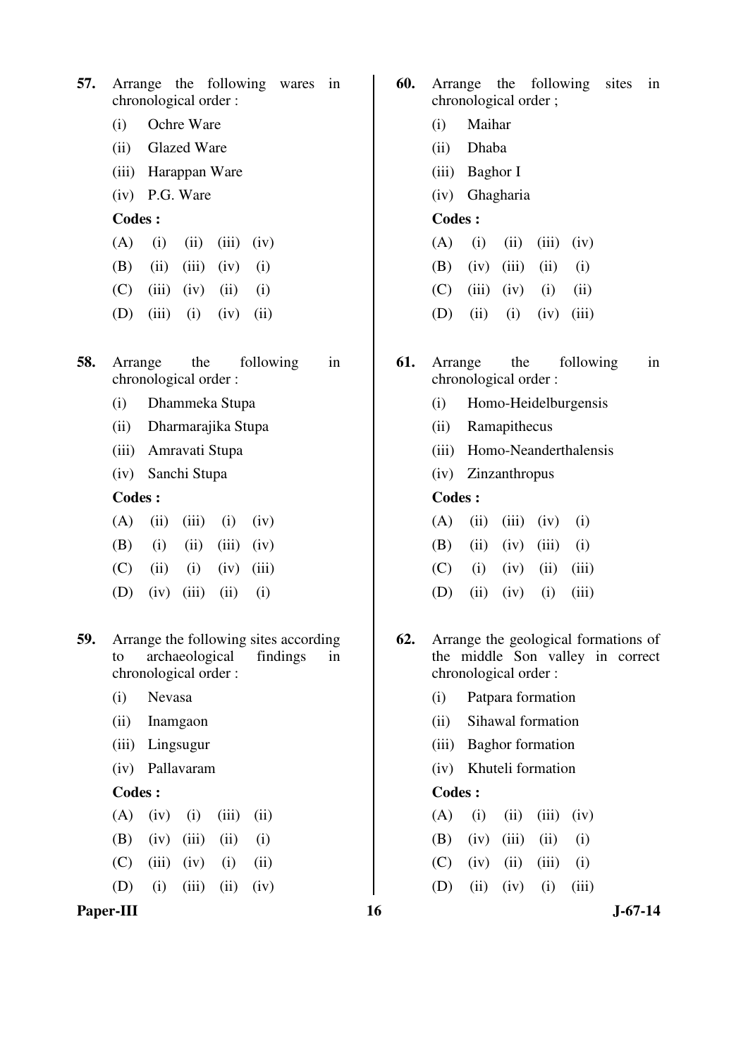**57.** Arrange the following wares in chronological order :

(i) Ochre Ware

(ii) Glazed Ware

(iii) Harappan Ware

(iv) P.G. Ware

**Codes :**

(A) (i) (ii) (iii) (iv)

(B) (ii) (iii) (iv) (i)

(C) (iii) (iv) (ii) (i)

(D) (iii) (i) (iv) (ii)

**58.** Arrange the following in chronological order :

(i) Dhammeka Stupa

(ii) Dharmarajika Stupa

(iii) Amravati Stupa

(iv) Sanchi Stupa

**Codes :**

(A) (ii) (iii) (i) (iv)

(B) (i) (ii) (iii) (iv)

(C) (ii) (i) (iv) (iii)

(D) (iv) (iii) (ii) (i)

**59.** Arrange the following sites according to archaeological findings in chronological order :

(i) Nevasa

(ii) Inamgaon

(iii) Lingsugur

(iv) Pallavaram

**Codes :**

(A) (iv) (i) (iii) (ii)

(B) (iv) (iii) (ii) (i)

(C) (iii) (iv) (i) (ii)

(D) (i) (iii) (ii) (iv)

**60.** Arrange the following sites in chronological order ;

(i) Maihar

(ii) Dhaba

(iii) Baghor I

(iv) Ghagharia

**Codes :**

(A) (i) (ii) (iii) (iv)

(B) (iv) (iii) (ii) (i)

(C) (iii) (iv) (i) (ii)

(D) (ii) (i) (iv) (iii)

**61.** Arrange the following in chronological order :

(i) Homo-Heidelburgensis

(ii) Ramapithecus

(iii) Homo-Neanderthalensis

(iv) Zinzanthropus

**Codes :**

(A) (ii) (iii) (iv) (i)

(B) (ii) (iv) (iii) (i)

(C) (i) (iv) (ii) (iii)

(D) (ii) (iv) (i) (iii)

**62.** Arrange the geological formations of the middle Son valley in correct chronological order :

(i) Patpara formation

(ii) Sihawal formation

(iii) Baghor formation

(iv) Khuteli formation

**Codes :**

(A) (i) (ii) (iii) (iv)

(B) (iv) (iii) (ii) (i)

(C) (iv) (ii) (iii) (i)

(D) (ii) (iv) (i) (iii)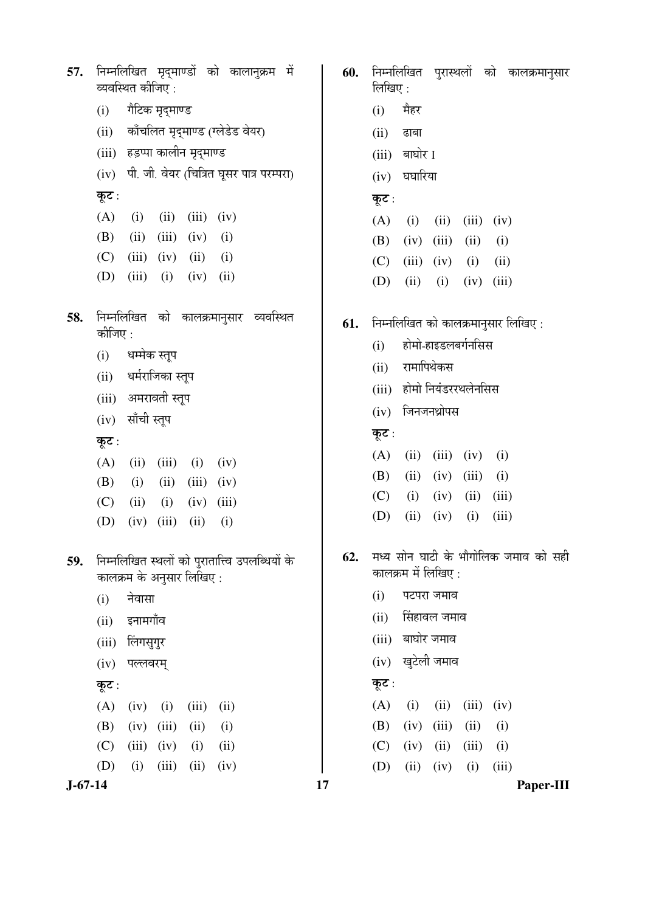57. निम्नलिखित मृद्माण्डों को कालानुक्रम में व्यवस्थित कीजिए :

(i) गैटिक मृद्माण्ड

(ii) काँचलित मृद्माण्ड (ग्लेडेड वेयर)

(iii) हड़प्पा कालीन मृद्माण्ड

(iv) पी. जी. वेयर (चित्रित घूसर पात्र परम्परा)

**कूट :**

| | | | | |
|---|---|---|---|---|
| (A) | (i) | (ii) | (iii) | (iv) |
| (B) | (ii) | (iii) | (iv) | (i) |
| (C) | (iii) | (iv) | (ii) | (i) |
| (D) | (iii) | (i) | (iv) | (ii) |

58. निम्नलिखित को कालक्रमानुसार व्यवस्थित कीजिए :

(i) धम्मेक स्तूप

(ii) धर्मराजिका स्तूप

(iii) अमरावती स्तूप

(iv) साँची स्तूप

**कूट :**

| | | | | |
|---|---|---|---|---|
| (A) | (ii) | (iii) | (i) | (iv) |
| (B) | (i) | (ii) | (iii) | (iv) |
| (C) | (ii) | (i) | (iv) | (iii) |
| (D) | (iv) | (iii) | (ii) | (i) |

59. निम्नलिखित स्थलों को पुरातात्त्वि उपलब्धियों के कालक्रम के अनुसार लिखिए :

(i) नेवासा

(ii) इनामगाँव

(iii) लिंगसुगुर

(iv) पल्लवरम्

**कूट :**

| | | | | |
|---|---|---|---|---|
| (A) | (iv) | (i) | (iii) | (ii) |
| (B) | (iv) | (iii) | (ii) | (i) |
| (C) | (iii) | (iv) | (i) | (ii) |
| (D) | (i) | (iii) | (ii) | (iv) |

60. निम्नलिखित पुरास्थलों को कालक्रमानुसार लिखिए :

(i) मैहर

(ii) ढाबा

(iii) बाघोर I

(iv) घघारिया

**कूट :**

| | | | | |
|---|---|---|---|---|
| (A) | (i) | (ii) | (iii) | (iv) |
| (B) | (iv) | (iii) | (ii) | (i) |
| (C) | (iii) | (iv) | (i) | (ii) |
| (D) | (ii) | (i) | (iv) | (iii) |

61. निम्नलिखित को कालक्रमानुसार लिखिए :

(i) होमो-हाइडलबर्गनसिस

(ii) रामापिथेकस

(iii) होमो नियंडररथलेनसिस

(iv) जिनजनथ्रोपस

**कूट :**

| | | | | |
|---|---|---|---|---|
| (A) | (ii) | (iii) | (iv) | (i) |
| (B) | (ii) | (iv) | (iii) | (i) |
| (C) | (i) | (iv) | (ii) | (iii) |
| (D) | (ii) | (iv) | (i) | (iii) |

62. मध्य सोन घाटी के भौगोलिक जमाव को सही कालक्रम में लिखिए :

(i) पटपरा जमाव

(ii) सिंहावल जमाव

(iii) बाघोर जमाव

(iv) खुटेली जमाव

**कूट :**

| | | | | |
|---|---|---|---|---|
| (A) | (i) | (ii) | (iii) | (iv) |
| (B) | (iv) | (iii) | (ii) | (i) |
| (C) | (iv) | (ii) | (iii) | (i) |
| (D) | (ii) | (iv) | (i) | (iii) |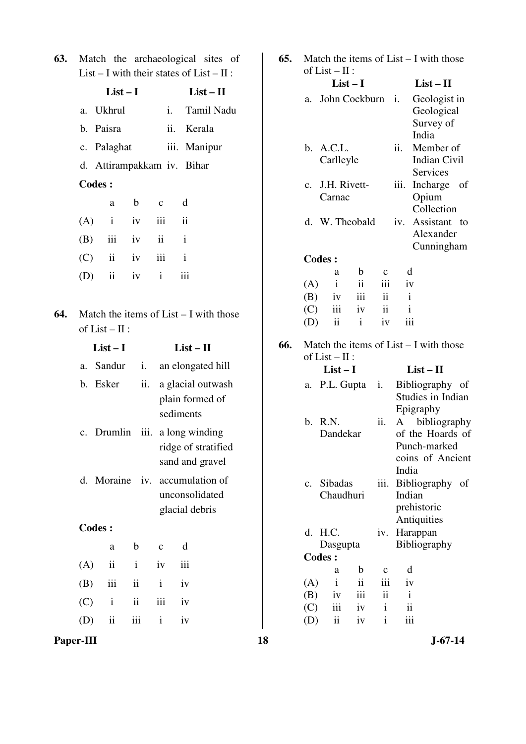**63.** Match the archaeological sites of List – I with their states of List – II :

| List – I | List – II |
|---|---|
| a. Ukhrul | i. Tamil Nadu |
| b. Paisra | ii. Kerala |
| c. Palaghat | iii. Manipur |
| d. Attirampakkam | iv. Bihar |

**Codes :**

| | a | b | c | d |
|---|---|---|---|---|
| (A) | i | iv | iii | ii |
| (B) | iii | iv | ii | i |
| (C) | ii | iv | iii | i |
| (D) | ii | iv | i | iii |

**64.** Match the items of List – I with those of List – II :

| List – I | List – II |
|---|---|
| a. Sandur | i. an elongated hill |
| b. Esker | ii. a glacial outwash plain formed of sediments |
| c. Drumlin | iii. a long winding ridge of stratified sand and gravel |
| d. Moraine | iv. accumulation of unconsolidated glacial debris |

**Codes :**

| | a | b | c | d |
|---|---|---|---|---|
| (A) | ii | i | iv | iii |
| (B) | iii | ii | i | iv |
| (C) | i | ii | iii | iv |
| (D) | ii | iii | i | iv |

**65.** Match the items of List – I with those of List – II :

| List – I | List – II |
|---|---|
| a. John Cockburn | i. Geologist in Geological Survey of India |
| b. A.C.L. Carlleyle | ii. Member of Indian Civil Services |
| c. J.H. Rivett-Carnac | iii. Incharge of Opium Collection |
| d. W. Theobald | iv. Assistant to Alexander Cunningham |

**Codes :**

| | a | b | c | d |
|---|---|---|---|---|
| (A) | i | ii | iii | iv |
| (B) | iv | iii | ii | i |
| (C) | iii | iv | ii | i |
| (D) | ii | i | iv | iii |

**66.** Match the items of List – I with those of List – II :

| List – I | List – II |
|---|---|
| a. P.L. Gupta | i. Bibliography of Studies in Indian Epigraphy |
| b. R.N. Dandekar | ii. A bibliography of the Hoards of Punch-marked coins of Ancient India |
| c. Sibadas Chaudhuri | iii. Bibliography of Indian prehistoric Antiquities |
| d. H.C. Dasgupta | iv. Harappan Bibliography |

**Codes :**

| | a | b | c | d |
|---|---|---|---|---|
| (A) | i | ii | iii | iv |
| (B) | iv | iii | ii | i |
| (C) | iii | iv | i | ii |
| (D) | ii | iv | i | iii |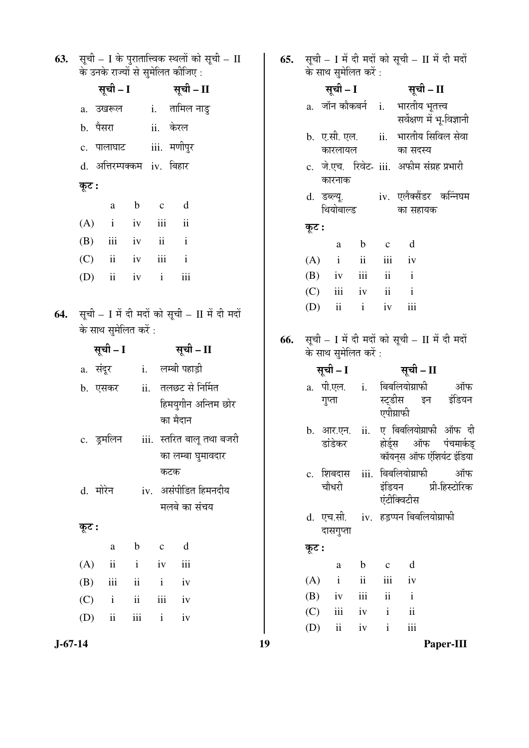**63.** सूची – I के पुरातात्त्विक स्थलों को सूची – II के उनके राज्यों से सुमेलित कीजिए :

| सूची – I | सूची – II |
|---|---|
| a. उखरूल | i. तामिल नाडु |
| b. पैसरा | ii. केरल |
| c. पालाघाट | iii. मणीपुर |
| d. अत्तिरम्पक्कम | iv. बिहार |

**कूट :**

| | a | b | c | d |
|---|---|---|---|---|
| (A) | i | iv | iii | ii |
| (B) | iii | iv | ii | i |
| (C) | ii | iv | iii | i |
| (D) | ii | iv | i | iii |

**64.** सूची – I में दी मदों को सूची – II में दी मदों के साथ सुमेलित करें :

| सूची – I | सूची – II |
|---|---|
| a. संदूर | i. लम्बी पहाड़ी |
| b. एसकर | ii. तलछट से निर्मित हिमयुगीन अन्तिम छोर का मैदान |
| c. ड्रमलिन | iii. स्तरित बालू तथा बजरी का लम्बा घुमावदार कटक |
| d. मोरेन | iv. असंपीडित हिमनदीय मलबे का संचय |

**कूट :**

| | a | b | c | d |
|---|---|---|---|---|
| (A) | ii | i | iv | iii |
| (B) | iii | ii | i | iv |
| (C) | i | ii | iii | iv |
| (D) | ii | iii | i | iv |

**65.** सूची – I में दी मदों को सूची – II में दी मदों के साथ सुमेलित करें :

| सूची – I | सूची – II |
|---|---|
| a. जॉन कौकबर्न | i. भारतीय भूतत्त्व सर्वेक्षण में भू-विज्ञानी |
| b. ए.सी. एल. कारलायल | ii. भारतीय सिविल सेवा का सदस्य |
| c. जे.एच. रिवेट-कारनाक | iii. अफीम संग्रह प्रभारी |
| d. डब्ल्यू. थियोबाल्ड | iv. एलैक्सैंडर कन्निघम का सहायक |

**कूट :**

| | a | b | c | d |
|---|---|---|---|---|
| (A) | i | ii | iii | iv |
| (B) | iv | iii | ii | i |
| (C) | iii | iv | ii | i |
| (D) | ii | i | iv | iii |

**66.** सूची – I में दी मदों को सूची – II में दी मदों के साथ सुमेलित करें :

| सूची – I | सूची – II |
|---|---|
| a. पी.एल. गुप्ता | i. बिबलियोग्राफी ऑफ स्ट्डीस इन इंडियन एपीग्राफी |
| b. आर.एन. डांडेकर | ii. ए बिबलियोग्राफी ऑफ दी होर्ड्स ऑफ पंचमार्कड् कॉयन्स ऑफ एंशियंट इंडिया |
| c. शिबदास चौधरी | iii. बिबलियोग्राफी ऑफ इंडियन प्री-हिस्टोरिक एंटीक्विटीस |
| d. एच.सी. दासगुप्ता | iv. हड़प्पन बिबलियोग्राफी |

**कूट :**

| | a | b | c | d |
|---|---|---|---|---|
| (A) | i | ii | iii | iv |
| (B) | iv | iii | ii | i |
| (C) | iii | iv | i | ii |
| (D) | ii | iv | i | iii |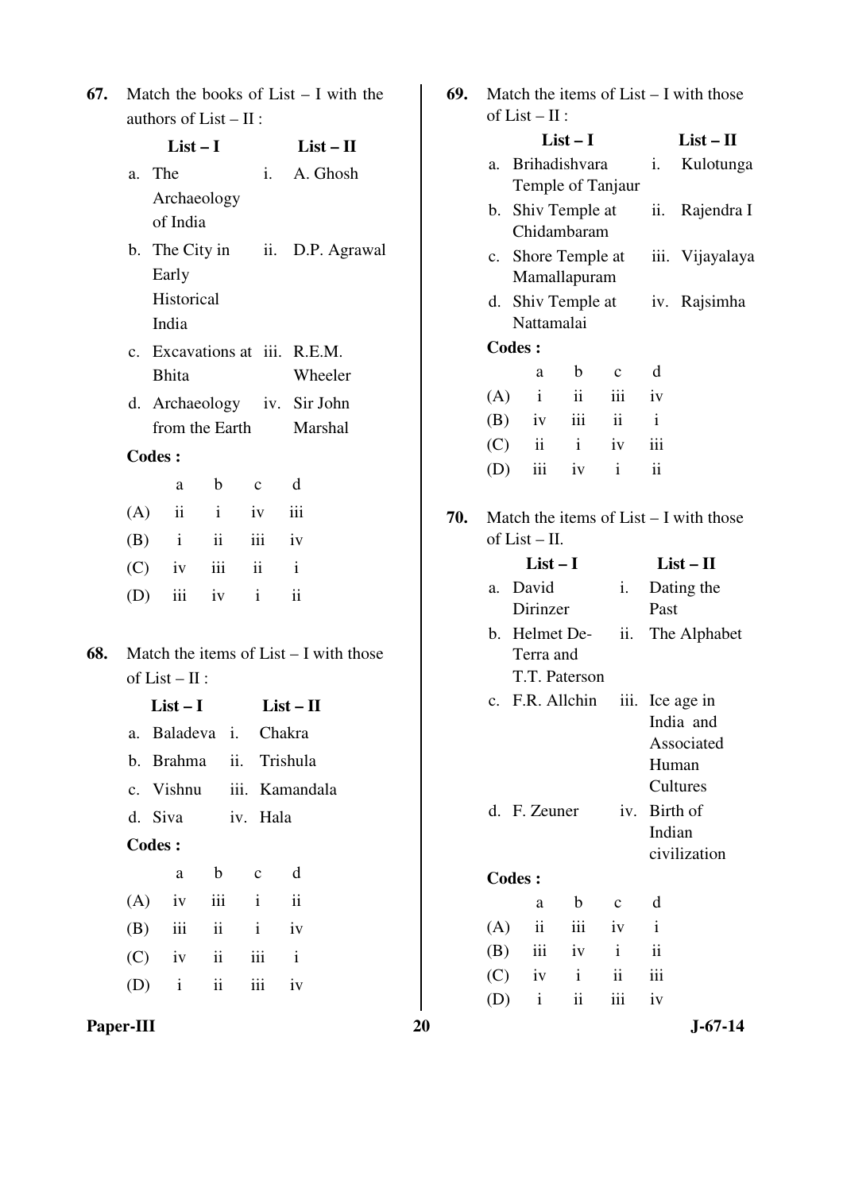**67.** Match the books of List – I with the authors of List – II :

| | List – I | | List – II |
|---|---|---|---|
| a. | The Archaeology of India | i. | A. Ghosh |
| b. | The City in Early Historical India | ii. | D.P. Agrawal |
| c. | Excavations at Bhita | iii. | R.E.M. Wheeler |
| d. | Archaeology from the Earth | iv. | Sir John Marshal |

**Codes :**

| | a | b | c | d |
|---|---|---|---|---|
| (A) | ii | i | iv | iii |
| (B) | i | ii | iii | iv |
| (C) | iv | iii | ii | i |
| (D) | iii | iv | i | ii |

**68.** Match the items of List – I with those of List – II :

| | List – I | | List – II |
|---|---|---|---|
| a. | Baladeva | i. | Chakra |
| b. | Brahma | ii. | Trishula |
| c. | Vishnu | iii. | Kamandala |
| d. | Siva | iv. | Hala |

**Codes :**

| | a | b | c | d |
|---|---|---|---|---|
| (A) | iv | iii | i | ii |
| (B) | iii | ii | i | iv |
| (C) | iv | ii | iii | i |
| (D) | i | ii | iii | iv |

**69.** Match the items of List – I with those of List – II :

| | List – I | | List – II |
|---|---|---|---|
| a. | Brihadishvara Temple of Tanjaur | i. | Kulotunga |
| b. | Shiv Temple at Chidambaram | ii. | Rajendra I |
| c. | Shore Temple at Mamallapuram | iii. | Vijayalaya |
| d. | Shiv Temple at Nattamalai | iv. | Rajsimha |

**Codes :**

| | a | b | c | d |
|---|---|---|---|---|
| (A) | i | ii | iii | iv |
| (B) | iv | iii | ii | i |
| (C) | ii | i | iv | iii |
| (D) | iii | iv | i | ii |

**70.** Match the items of List – I with those of List – II.

| | List – I | | List – II |
|---|---|---|---|
| a. | David Dirinzer | i. | Dating the Past |
| b. | Helmet De-Terra and T.T. Paterson | ii. | The Alphabet |
| c. | F.R. Allchin | iii. | Ice age in India and Associated Human Cultures |
| d. | F. Zeuner | iv. | Birth of Indian civilization |

**Codes :**

| | a | b | c | d |
|---|---|---|---|---|
| (A) | ii | iii | iv | i |
| (B) | iii | iv | i | ii |
| (C) | iv | i | ii | iii |
| (D) | i | ii | iii | iv |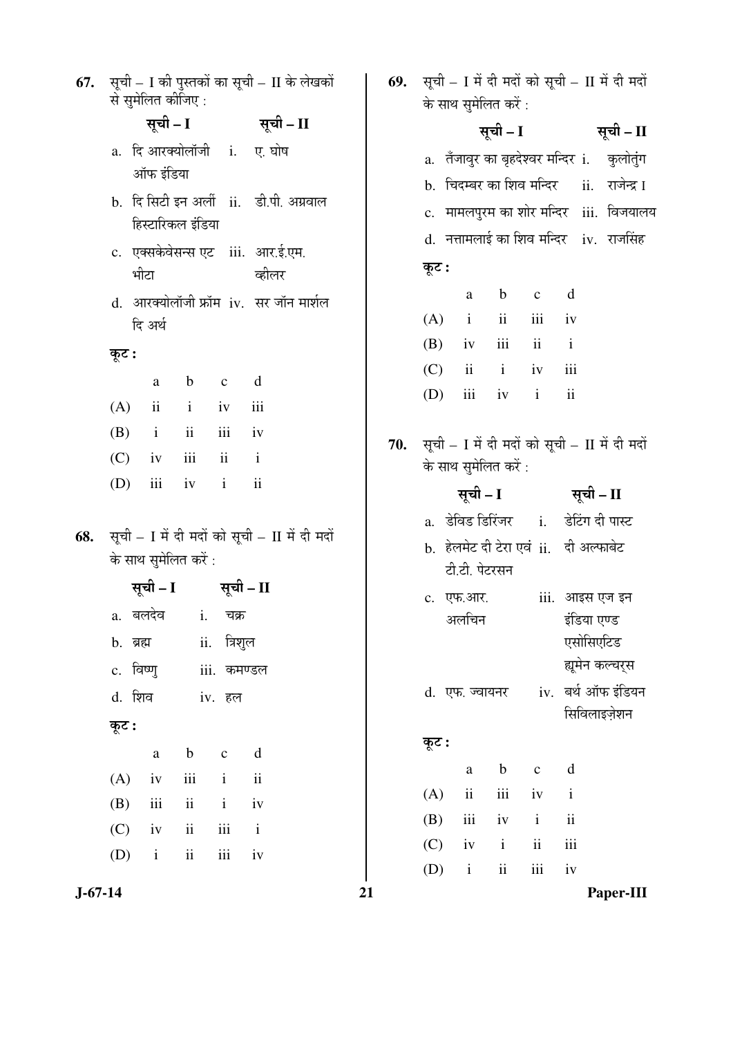67. सूची – I की पुस्तकों का सूची – II के लेखकों से सुमेलित कीजिए :

| सूची – I | सूची – II |
|---|---|
| a. दि आरक्योलॉजी ऑफ इंडिया | i. ए. घोष |
| b. दि सिटी इन अर्ली हिस्टारिकल इंडिया | ii. डी.पी. अग्रवाल |
| c. एक्सकेवेसन्स एट भीटा | iii. आर.ई.एम. व्हीलर |
| d. आरक्योलॉजी फ्रॉम दि अर्थ | iv. सर जॉन मार्शल |

कूट :

| | a | b | c | d |
|---|---|---|---|---|
| (A) | ii | i | iv | iii |
| (B) | i | ii | iii | iv |
| (C) | iv | iii | ii | i |
| (D) | iii | iv | i | ii |

68. सूची – I में दी मदों को सूची – II में दी मदों के साथ सुमेलित करें :

| सूची – I | सूची – II |
|---|---|
| a. बलदेव | i. चक्र |
| b. ब्रह्म | ii. त्रिशुल |
| c. विष्णु | iii. कमण्डल |
| d. शिव | iv. हल |

कूट :

| | a | b | c | d |
|---|---|---|---|---|
| (A) | iv | iii | i | ii |
| (B) | iii | ii | i | iv |
| (C) | iv | ii | iii | i |
| (D) | i | ii | iii | iv |

69. सूची – I में दी मदों को सूची – II में दी मदों के साथ सुमेलित करें :

| सूची – I | सूची – II |
|---|---|
| a. तँजावुर का बृहदेश्वर मन्दिर | i. कुलोतुंग |
| b. चिदम्बर का शिव मन्दिर | ii. राजेन्द्र I |
| c. मामलपुरम का शोर मन्दिर | iii. विजयालय |
| d. नत्तामलाई का शिव मन्दिर | iv. राजसिंह |

कूट :

| | a | b | c | d |
|---|---|---|---|---|
| (A) | i | ii | iii | iv |
| (B) | iv | iii | ii | i |
| (C) | ii | i | iv | iii |
| (D) | iii | iv | i | ii |

70. सूची – I में दी मदों को सूची – II में दी मदों के साथ सुमेलित करें :

| सूची – I | सूची – II |
|---|---|
| a. डेविड डिरिंजर | i. डेटिंग दी पास्ट |
| b. हेलमेट दी टेरा एवं टी.टी. पेटरसन | ii. दी अल्फाबेट |
| c. एफ.आर. अलचिन | iii. आइस एज इन इंडिया एण्ड एसोसिएटिड ह्यूमेन कल्चर्स |
| d. एफ. ज्वायनर | iv. बर्थ ऑफ इंडियन सिविलाइज़ेशन |

कूट :

| | a | b | c | d |
|---|---|---|---|---|
| (A) | ii | iii | iv | i |
| (B) | iii | iv | i | ii |
| (C) | iv | i | ii | iii |
| (D) | i | ii | iii | iv |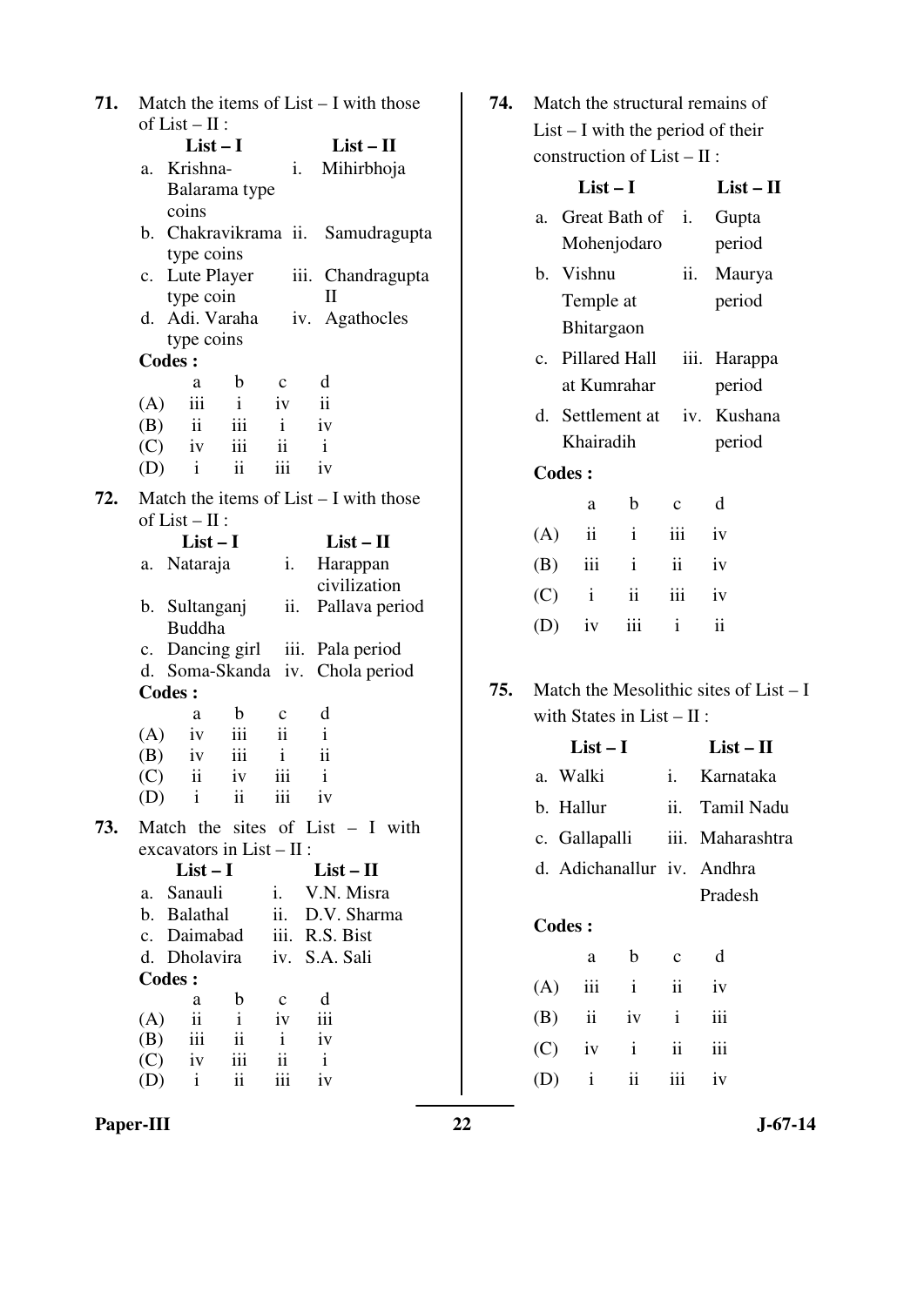**71.** Match the items of List – I with those of List – II :

| List – I | List – II |
|---|---|
| a. Krishna-Balarama type coins | i. Mihirbhoja |
| b. Chakravikrama type coins | ii. Samudragupta |
| c. Lute Player type coin | iii. Chandragupta II |
| d. Adi. Varaha type coins | iv. Agathocles |

**Codes :**

| | a | b | c | d |
|---|---|---|---|---|
| (A) | iii | i | iv | ii |
| (B) | ii | iii | i | iv |
| (C) | iv | iii | ii | i |
| (D) | i | ii | iii | iv |

**72.** Match the items of List – I with those of List – II :

| List – I | List – II |
|---|---|
| a. Nataraja | i. Harappan civilization |
| b. Sultanganj Buddha | ii. Pallava period |
| c. Dancing girl | iii. Pala period |
| d. Soma-Skanda | iv. Chola period |

**Codes :**

| | a | b | c | d |
|---|---|---|---|---|
| (A) | iv | iii | ii | i |
| (B) | iv | iii | i | ii |
| (C) | ii | iv | iii | i |
| (D) | i | ii | iii | iv |

**73.** Match the sites of List – I with excavators in List – II :

| List – I | List – II |
|---|---|
| a. Sanauli | i. V.N. Misra |
| b. Balathal | ii. D.V. Sharma |
| c. Daimabad | iii. R.S. Bist |
| d. Dholavira | iv. S.A. Sali |

**Codes :**

| | a | b | c | d |
|---|---|---|---|---|
| (A) | ii | i | iv | iii |
| (B) | iii | ii | i | iv |
| (C) | iv | iii | ii | i |
| (D) | i | ii | iii | iv |

**74.** Match the structural remains of List – I with the period of their construction of List – II :

| List – I | List – II |
|---|---|
| a. Great Bath of Mohenjodaro | i. Gupta period |
| b. Vishnu Temple at Bhitargaon | ii. Maurya period |
| c. Pillared Hall at Kumrahar | iii. Harappa period |
| d. Settlement at Khairadih | iv. Kushana period |

**Codes :**

| | a | b | c | d |
|---|---|---|---|---|
| (A) | ii | i | iii | iv |
| (B) | iii | i | ii | iv |
| (C) | i | ii | iii | iv |
| (D) | iv | iii | i | ii |

**75.** Match the Mesolithic sites of List – I with States in List – II :

| List – I | List – II |
|---|---|
| a. Walki | i. Karnataka |
| b. Hallur | ii. Tamil Nadu |
| c. Gallapalli | iii. Maharashtra |
| d. Adichanallur | iv. Andhra Pradesh |

**Codes :**

| | a | b | c | d |
|---|---|---|---|---|
| (A) | iii | i | ii | iv |
| (B) | ii | iv | i | iii |
| (C) | iv | i | ii | iii |
| (D) | i | ii | iii | iv |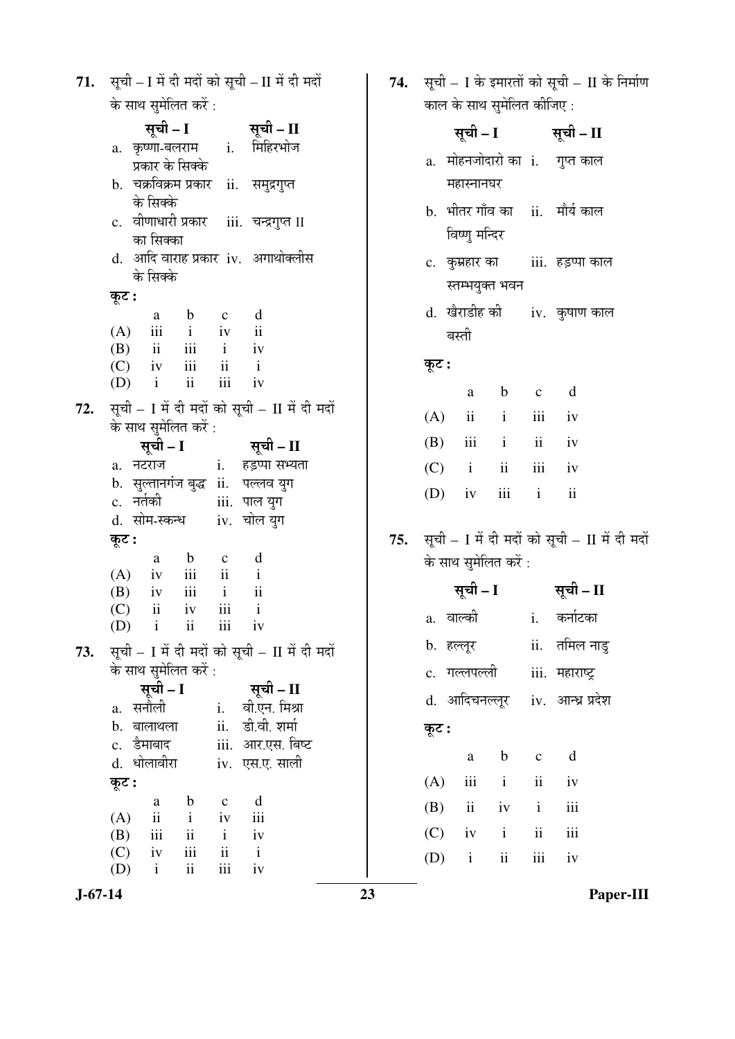71. सूची – I में दी मदों को सूची – II में दी मदों के साथ सुमेलित करें :

| सूची – I | सूची – II |
|---|---|
| a. कृष्णा-बलराम प्रकार के सिक्के | i. मिहिरभोज |
| b. चक्रविक्रम प्रकार के सिक्के | ii. समुद्रगुप्त |
| c. वीणाधारी प्रकार का सिक्का | iii. चन्द्रगुप्त II |
| d. आदि वाराह प्रकार के सिक्के | iv. अगाथोक्लीस |

**कूट :**

| | a | b | c | d |
|---|---|---|---|---|
| (A) | iii | i | iv | ii |
| (B) | ii | iii | i | iv |
| (C) | iv | iii | ii | i |
| (D) | i | ii | iii | iv |

72. सूची – I में दी मदों को सूची – II में दी मदों के साथ सुमेलित करें :

| सूची – I | सूची – II |
|---|---|
| a. नटराज | i. हड़प्पा सभ्यता |
| b. सुल्तानगंज बुद्ध | ii. पल्लव युग |
| c. नर्तकी | iii. पाल युग |
| d. सोम-स्कन्ध | iv. चोल युग |

**कूट :**

| | a | b | c | d |
|---|---|---|---|---|
| (A) | iv | iii | ii | i |
| (B) | iv | iii | i | ii |
| (C) | ii | iv | iii | i |
| (D) | i | ii | iii | iv |

73. सूची – I में दी मदों को सूची – II में दी मदों के साथ सुमेलित करें :

| सूची – I | सूची – II |
|---|---|
| a. सनौली | i. वी.एन. मिश्रा |
| b. बालाथला | ii. डी.वी. शर्मा |
| c. डैमाबाद | iii. आर.एस. बिष्ट |
| d. धोलावीरा | iv. एस.ए. साली |

**कूट :**

| | a | b | c | d |
|---|---|---|---|---|
| (A) | ii | i | iv | iii |
| (B) | iii | ii | i | iv |
| (C) | iv | iii | ii | i |
| (D) | i | ii | iii | iv |

74. सूची – I के इमारतों को सूची – II के निर्माण काल के साथ सुमेलित कीजिए :

| सूची – I | सूची – II |
|---|---|
| a. मोहनजोदारो का महास्नानघर | i. गुप्त काल |
| b. भीतर गाँव का विष्णु मन्दिर | ii. मौर्य काल |
| c. कुम्रहार का स्तम्भयुक्त भवन | iii. हड़प्पा काल |
| d. खैराडीह की बस्ती | iv. कुषाण काल |

**कूट :**

| | a | b | c | d |
|---|---|---|---|---|
| (A) | ii | i | iii | iv |
| (B) | iii | i | ii | iv |
| (C) | i | ii | iii | iv |
| (D) | iv | iii | i | ii |

75. सूची – I में दी मदों को सूची – II में दी मदों के साथ सुमेलित करें :

| सूची – I | सूची – II |
|---|---|
| a. वाल्की | i. कर्नाटका |
| b. हल्लूर | ii. तमिल नाडु |
| c. गल्लपल्ली | iii. महाराष्ट्र |
| d. आदिचनल्लूर | iv. आन्ध्र प्रदेश |

**कूट :**

| | a | b | c | d |
|---|---|---|---|---|
| (A) | iii | i | ii | iv |
| (B) | ii | iv | i | iii |
| (C) | iv | i | ii | iii |
| (D) | i | ii | iii | iv |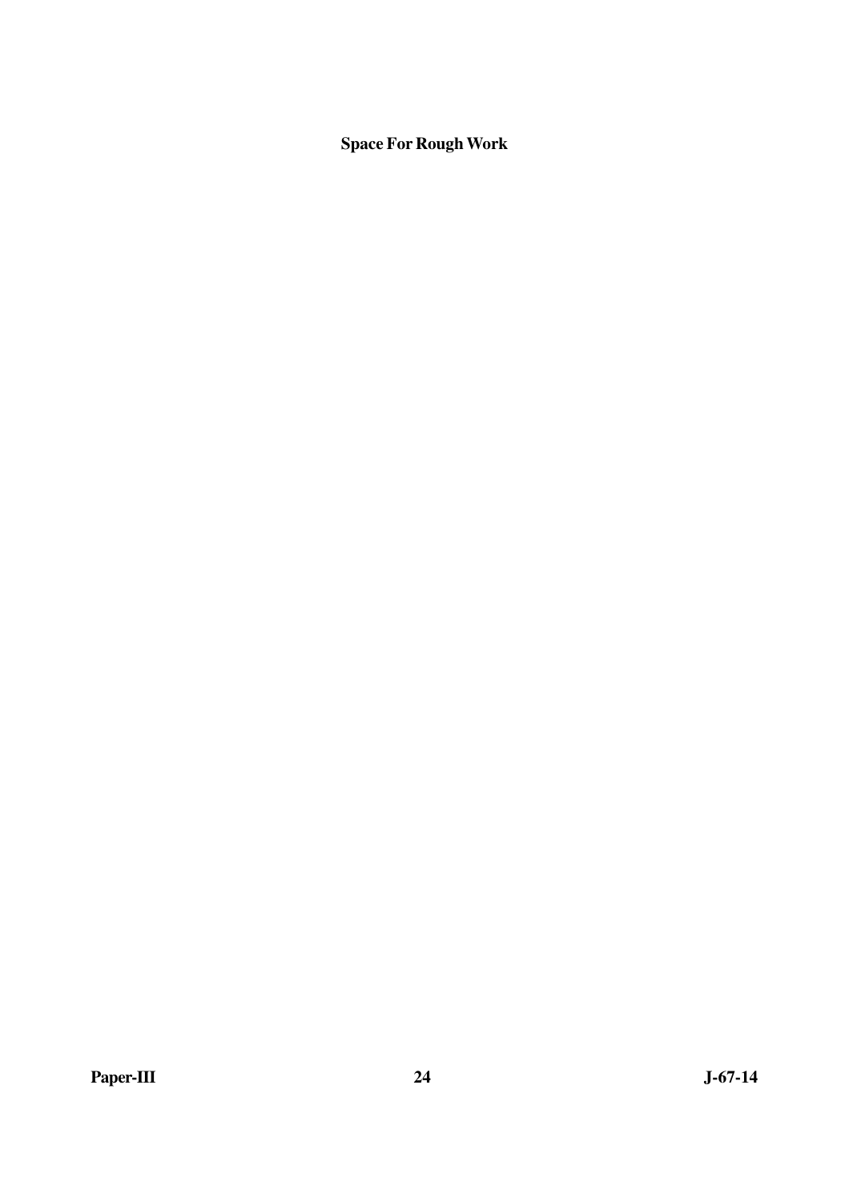**Space For Rough Work**